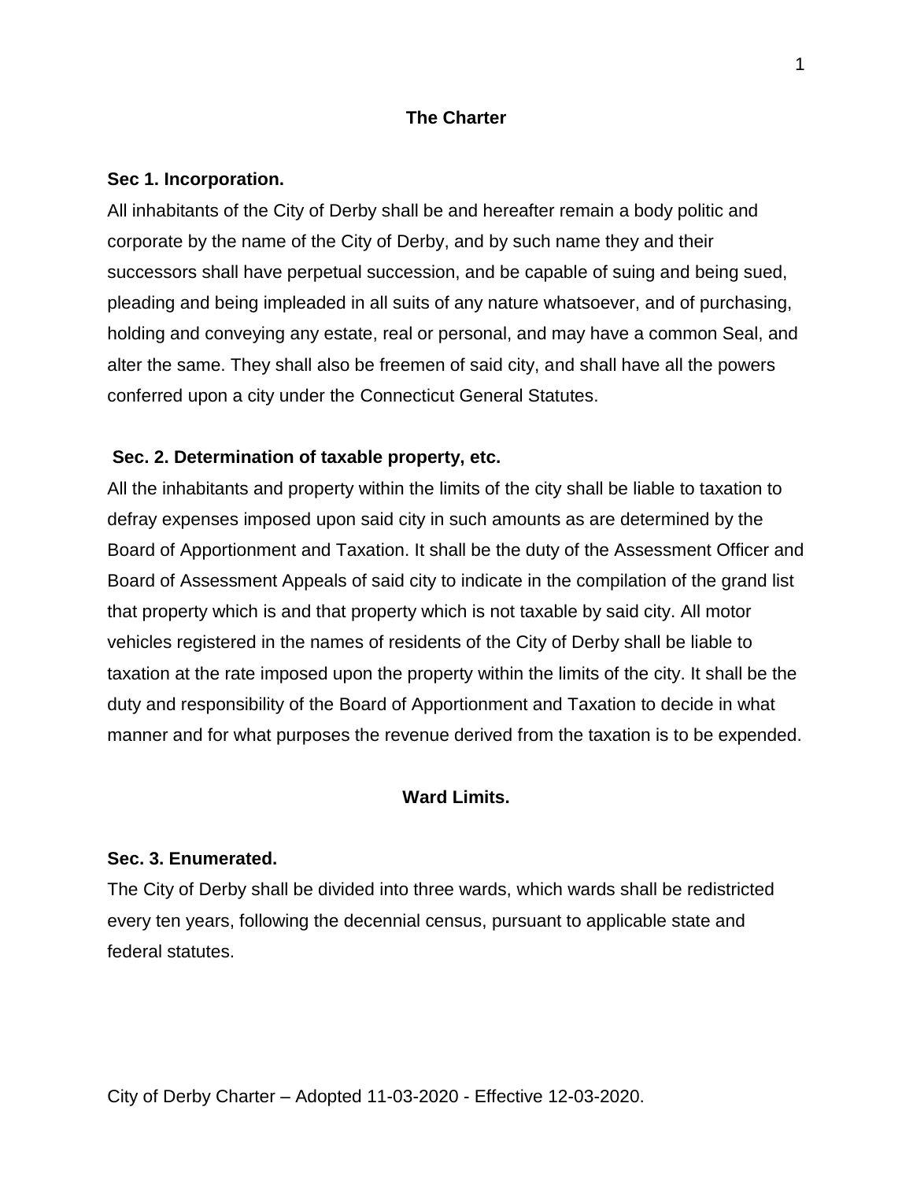# The Charter

### Sec 1. Incorporation.

All inhabitants of the City of Derby shall be and hereafter remain a body politic and corporate by the name of the City of Derby, and by such name they and their successors shall have perpetual succession, and be capable of suing and being sued, pleading and being impleaded in all suits of any nature whatsoever, and of purchasing, holding and conveying any estate, real or personal, and may have a common Seal, and alter the same. They shall also be freemen of said city, and shall have all the powers conferred upon a city under the Connecticut General Statutes.

### Sec. 2. Determination of taxable property, etc.

All the inhabitants and property within the limits of the city shall be liable to taxation to defray expenses imposed upon said city in such amounts as are determined by the Board of Apportionment and Taxation. It shall be the duty of the Assessment Officer and Board of Assessment Appeals of said city to indicate in the compilation of the grand list that property which is and that property which is not taxable by said city. All motor vehicles registered in the names of residents of the City of Derby shall be liable to taxation at the rate imposed upon the property within the limits of the city. It shall be the duty and responsibility of the Board of Apportionment and Taxation to decide in what manner and for what purposes the revenue derived from the taxation is to be expended.

## Ward Limits.

### Sec. 3. Enumerated.

The City of Derby shall be divided into three wards, which wards shall be redistricted every ten years, following the decennial census, pursuant to applicable state and federal statutes.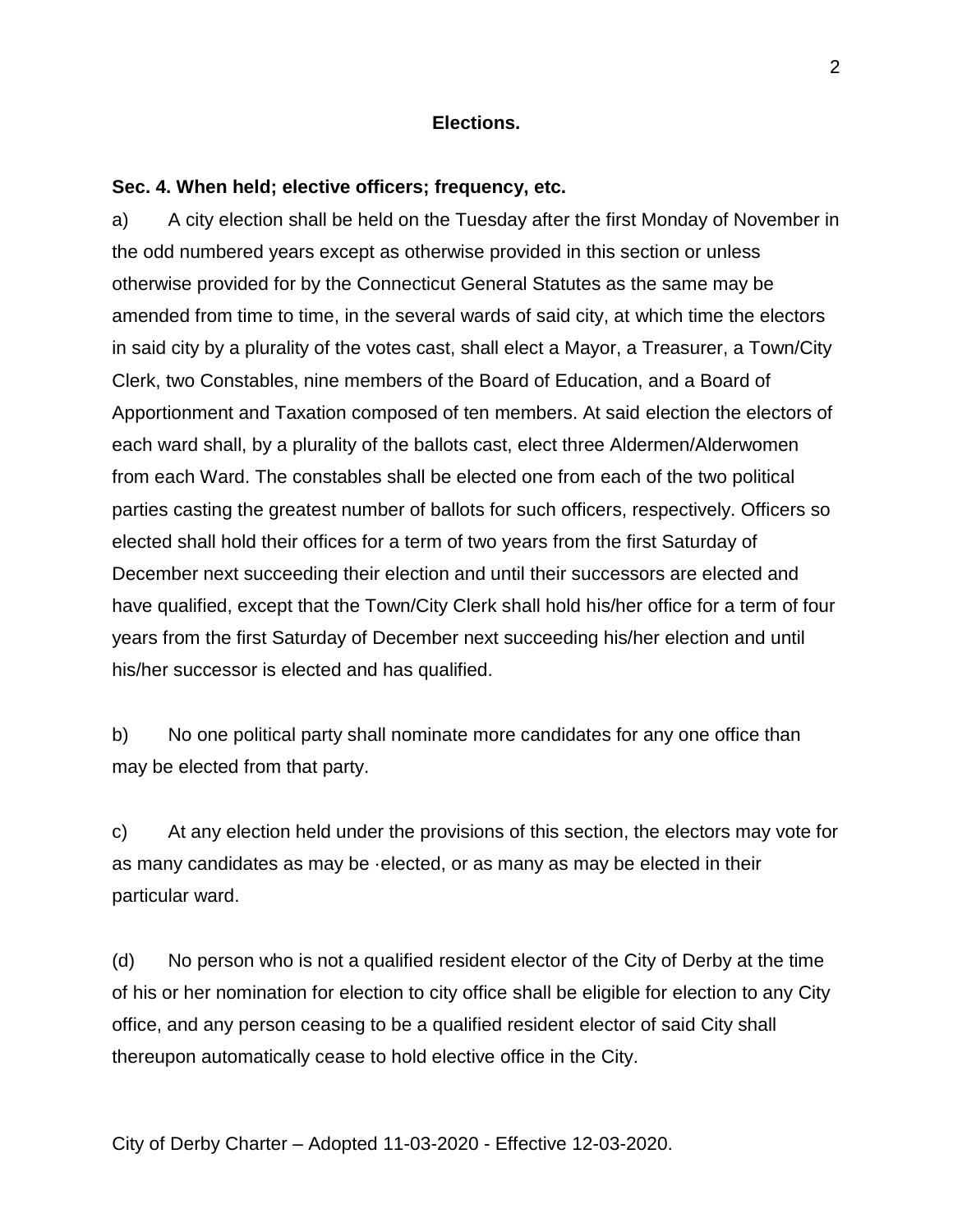## Elections.

**Sec. 4. When held; elective officers; frequency, etc.**

a) A city election shall be held on the Tuesday after the first Monday of November in the odd numbered years except as otherwise provided in this section or unless otherwise provided for by the Connecticut General Statutes as the same may be amended from time to time, in the several wards of said city, at which time the electors in said city by a plurality of the votes cast, shall elect a Mayor, a Treasurer, a Town/City Clerk, two Constables, nine members of the Board of Education, and a Board of Apportionment and Taxation composed of ten members. At said election the electors of each ward shall, by a plurality of the ballots cast, elect three Aldermen/Alderwomen from each Ward. The constables shall be elected one from each of the two political parties casting the greatest number of ballots for such officers, respectively. Officers so elected shall hold their offices for a term of two years from the first Saturday of December next succeeding their election and until their successors are elected and have qualified, except that the Town/City Clerk shall hold his/her office for a term of four years from the first Saturday of December next succeeding his/her election and until his/her successor is elected and has qualified.

b) No one political party shall nominate more candidates for any one office than may be elected from that party.

c) At any election held under the provisions of this section, the electors may vote for as many candidates as may be ·elected, or as many as may be elected in their particular ward.

(d) No person who is not a qualified resident elector of the City of Derby at the time of his or her nomination for election to city office shall be eligible for election to any City office, and any person ceasing to be a qualified resident elector of said City shall thereupon automatically cease to hold elective office in the City.

City of Derby Charter – Adopted 11-03-2020 - Effective 12-03-2020.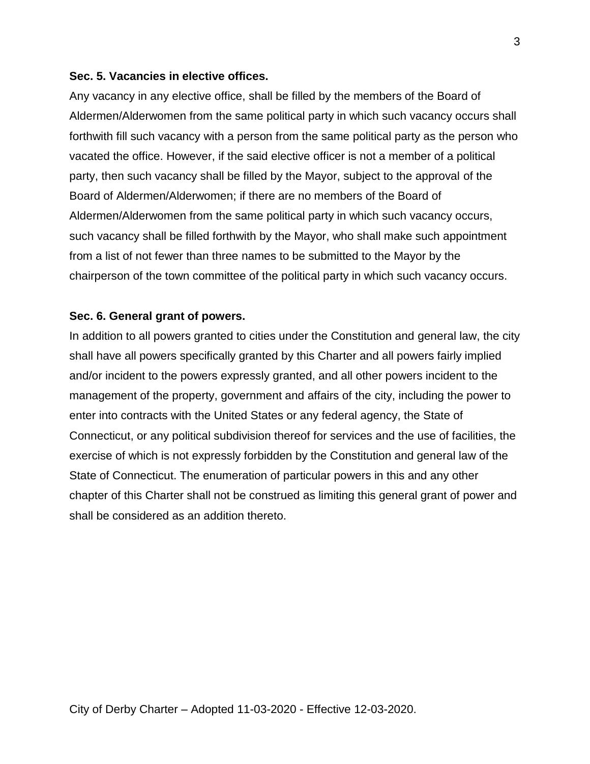**Sec. 5. Vacancies in elective offices.**

Any vacancy in any elective office, shall be filled by the members of the Board of Aldermen/Alderwomen from the same political party in which such vacancy occurs shall forthwith fill such vacancy with a person from the same political party as the person who vacated the office. However, if the said elective officer is not a member of a political party, then such vacancy shall be filled by the Mayor, subject to the approval of the Board of Aldermen/Alderwomen; if there are no members of the Board of Aldermen/Alderwomen from the same political party in which such vacancy occurs, such vacancy shall be filled forthwith by the Mayor, who shall make such appointment from a list of not fewer than three names to be submitted to the Mayor by the chairperson of the town committee of the political party in which such vacancy occurs.

**Sec. 6. General grant of powers.**

In addition to all powers granted to cities under the Constitution and general law, the city shall have all powers specifically granted by this Charter and all powers fairly implied and/or incident to the powers expressly granted, and all other powers incident to the management of the property, government and affairs of the city, including the power to enter into contracts with the United States or any federal agency, the State of Connecticut, or any political subdivision thereof for services and the use of facilities, the exercise of which is not expressly forbidden by the Constitution and general law of the State of Connecticut. The enumeration of particular powers in this and any other chapter of this Charter shall not be construed as limiting this general grant of power and shall be considered as an addition thereto.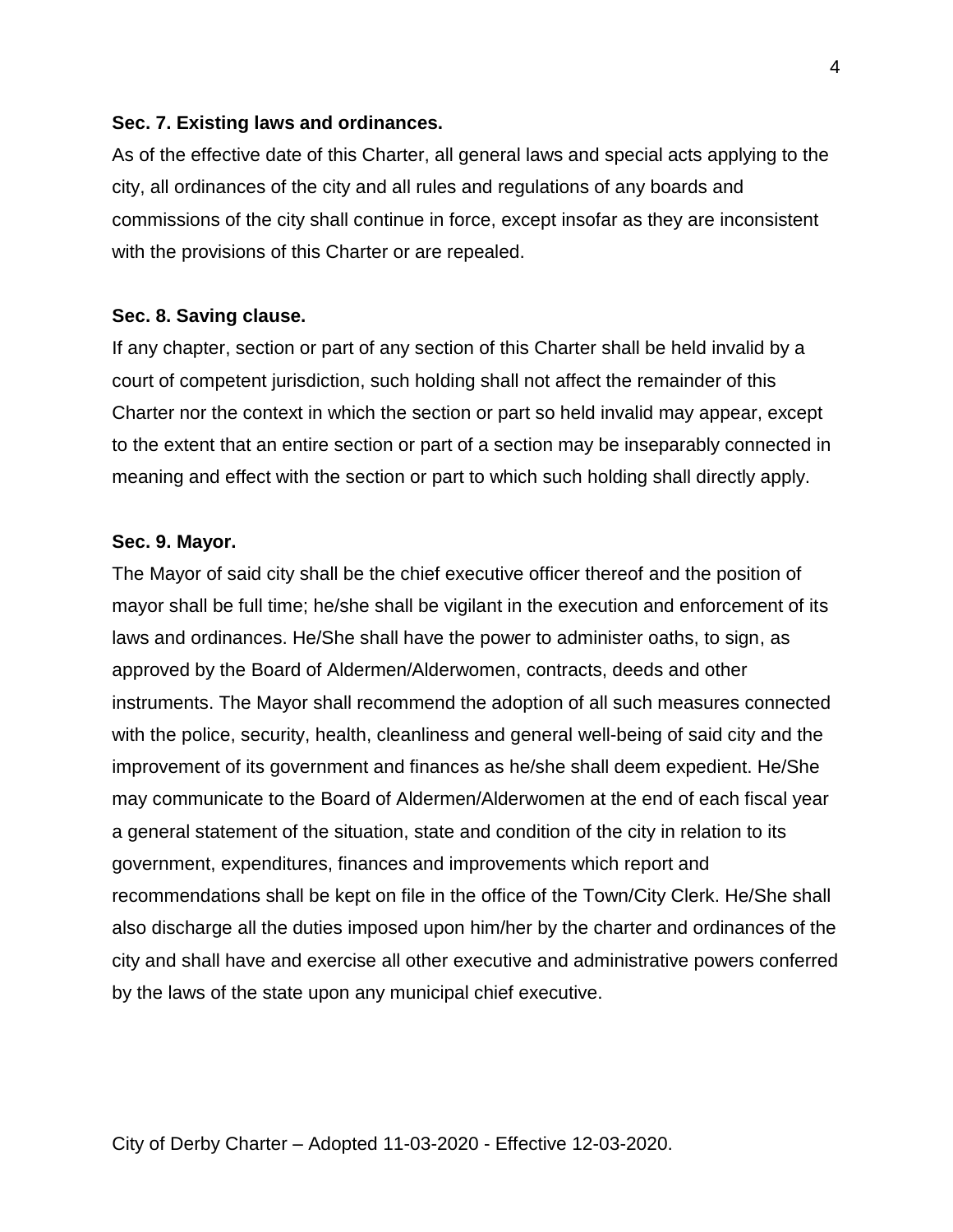**Sec. 7. Existing laws and ordinances.**

As of the effective date of this Charter, all general laws and special acts applying to the city, all ordinances of the city and all rules and regulations of any boards and commissions of the city shall continue in force, except insofar as they are inconsistent with the provisions of this Charter or are repealed.

**Sec. 8. Saving clause.**

If any chapter, section or part of any section of this Charter shall be held invalid by a court of competent jurisdiction, such holding shall not affect the remainder of this Charter nor the context in which the section or part so held invalid may appear, except to the extent that an entire section or part of a section may be inseparably connected in meaning and effect with the section or part to which such holding shall directly apply.

**Sec. 9. Mayor.**

The Mayor of said city shall be the chief executive officer thereof and the position of mayor shall be full time; he/she shall be vigilant in the execution and enforcement of its laws and ordinances. He/She shall have the power to administer oaths, to sign, as approved by the Board of Aldermen/Alderwomen, contracts, deeds and other instruments. The Mayor shall recommend the adoption of all such measures connected with the police, security, health, cleanliness and general well-being of said city and the improvement of its government and finances as he/she shall deem expedient. He/She may communicate to the Board of Aldermen/Alderwomen at the end of each fiscal year a general statement of the situation, state and condition of the city in relation to its government, expenditures, finances and improvements which report and recommendations shall be kept on file in the office of the Town/City Clerk. He/She shall also discharge all the duties imposed upon him/her by the charter and ordinances of the city and shall have and exercise all other executive and administrative powers conferred by the laws of the state upon any municipal chief executive.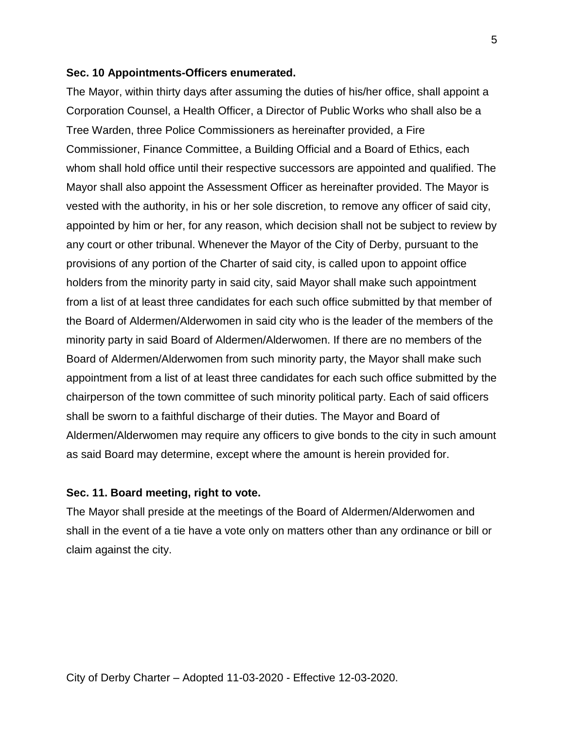**Sec. 10 Appointments-Officers enumerated.**

The Mayor, within thirty days after assuming the duties of his/her office, shall appoint a Corporation Counsel, a Health Officer, a Director of Public Works who shall also be a Tree Warden, three Police Commissioners as hereinafter provided, a Fire Commissioner, Finance Committee, a Building Official and a Board of Ethics, each whom shall hold office until their respective successors are appointed and qualified. The Mayor shall also appoint the Assessment Officer as hereinafter provided. The Mayor is vested with the authority, in his or her sole discretion, to remove any officer of said city, appointed by him or her, for any reason, which decision shall not be subject to review by any court or other tribunal. Whenever the Mayor of the City of Derby, pursuant to the provisions of any portion of the Charter of said city, is called upon to appoint office holders from the minority party in said city, said Mayor shall make such appointment from a list of at least three candidates for each such office submitted by that member of the Board of Aldermen/Alderwomen in said city who is the leader of the members of the minority party in said Board of Aldermen/Alderwomen. If there are no members of the Board of Aldermen/Alderwomen from such minority party, the Mayor shall make such appointment from a list of at least three candidates for each such office submitted by the chairperson of the town committee of such minority political party. Each of said officers shall be sworn to a faithful discharge of their duties. The Mayor and Board of Aldermen/Alderwomen may require any officers to give bonds to the city in such amount as said Board may determine, except where the amount is herein provided for.

**Sec. 11. Board meeting, right to vote.**

The Mayor shall preside at the meetings of the Board of Aldermen/Alderwomen and shall in the event of a tie have a vote only on matters other than any ordinance or bill or claim against the city.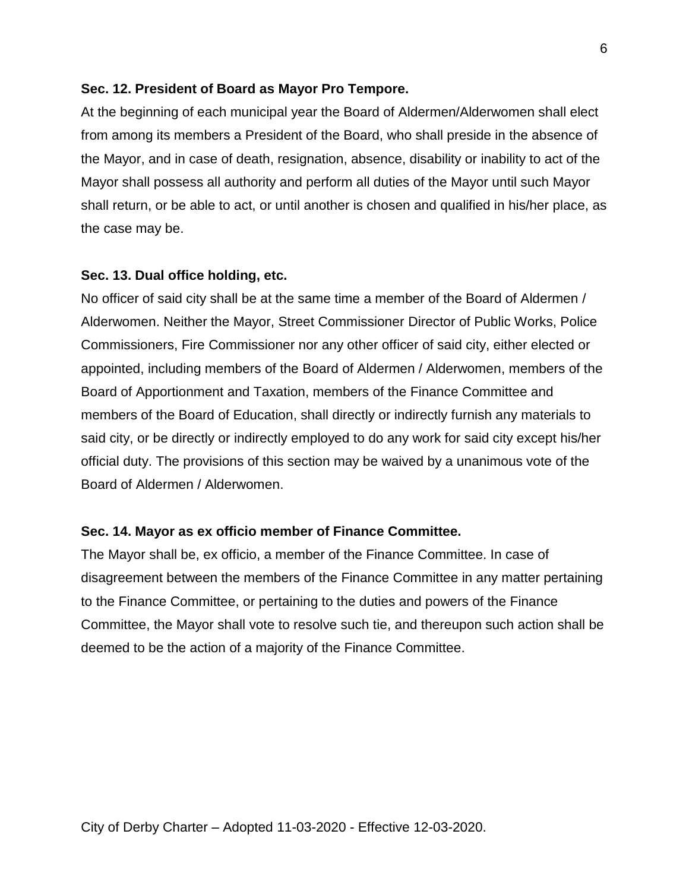**Sec. 12. President of Board as Mayor Pro Tempore.**

At the beginning of each municipal year the Board of Aldermen/Alderwomen shall elect from among its members a President of the Board, who shall preside in the absence of the Mayor, and in case of death, resignation, absence, disability or inability to act of the Mayor shall possess all authority and perform all duties of the Mayor until such Mayor shall return, or be able to act, or until another is chosen and qualified in his/her place, as the case may be.

**Sec. 13. Dual office holding, etc.**

No officer of said city shall be at the same time a member of the Board of Aldermen / Alderwomen. Neither the Mayor, Street Commissioner Director of Public Works, Police Commissioners, Fire Commissioner nor any other officer of said city, either elected or appointed, including members of the Board of Aldermen / Alderwomen, members of the Board of Apportionment and Taxation, members of the Finance Committee and members of the Board of Education, shall directly or indirectly furnish any materials to said city, or be directly or indirectly employed to do any work for said city except his/her official duty. The provisions of this section may be waived by a unanimous vote of the Board of Aldermen / Alderwomen.

**Sec. 14. Mayor as ex officio member of Finance Committee.**

The Mayor shall be, ex officio, a member of the Finance Committee. In case of disagreement between the members of the Finance Committee in any matter pertaining to the Finance Committee, or pertaining to the duties and powers of the Finance Committee, the Mayor shall vote to resolve such tie, and thereupon such action shall be deemed to be the action of a majority of the Finance Committee.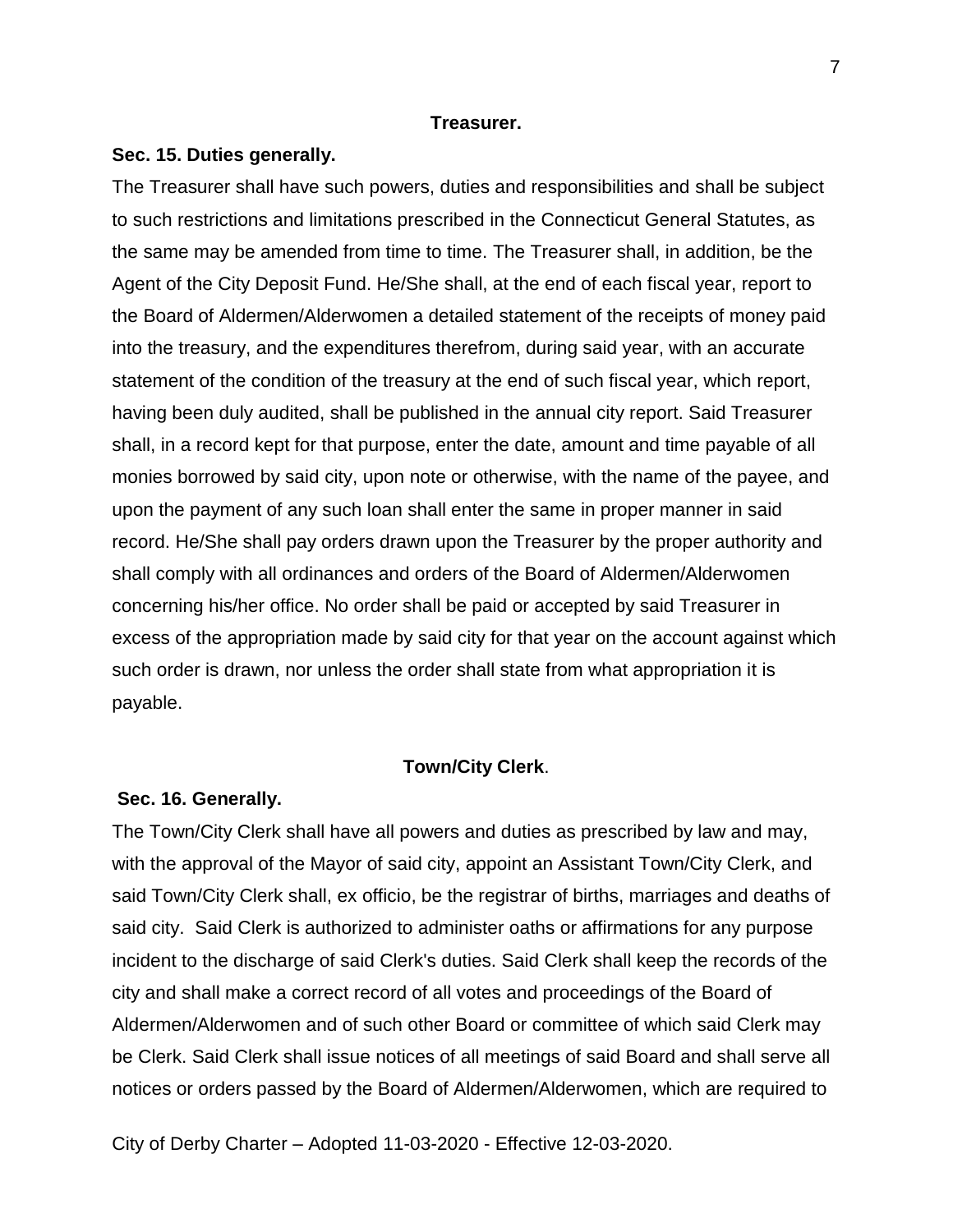## Treasurer.

### Sec. 15. Duties generally.

The Treasurer shall have such powers, duties and responsibilities and shall be subject to such restrictions and limitations prescribed in the Connecticut General Statutes, as the same may be amended from time to time. The Treasurer shall, in addition, be the Agent of the City Deposit Fund. He/She shall, at the end of each fiscal year, report to the Board of Aldermen/Alderwomen a detailed statement of the receipts of money paid into the treasury, and the expenditures therefrom, during said year, with an accurate statement of the condition of the treasury at the end of such fiscal year, which report, having been duly audited, shall be published in the annual city report. Said Treasurer shall, in a record kept for that purpose, enter the date, amount and time payable of all monies borrowed by said city, upon note or otherwise, with the name of the payee, and upon the payment of any such loan shall enter the same in proper manner in said record. He/She shall pay orders drawn upon the Treasurer by the proper authority and shall comply with all ordinances and orders of the Board of Aldermen/Alderwomen concerning his/her office. No order shall be paid or accepted by said Treasurer in excess of the appropriation made by said city for that year on the account against which such order is drawn, nor unless the order shall state from what appropriation it is payable.

## Town/City Clerk.

### Sec. 16. Generally.

The Town/City Clerk shall have all powers and duties as prescribed by law and may, with the approval of the Mayor of said city, appoint an Assistant Town/City Clerk, and said Town/City Clerk shall, ex officio, be the registrar of births, marriages and deaths of said city. Said Clerk is authorized to administer oaths or affirmations for any purpose incident to the discharge of said Clerk's duties. Said Clerk shall keep the records of the city and shall make a correct record of all votes and proceedings of the Board of Aldermen/Alderwomen and of such other Board or committee of which said Clerk may be Clerk. Said Clerk shall issue notices of all meetings of said Board and shall serve all notices or orders passed by the Board of Aldermen/Alderwomen, which are required to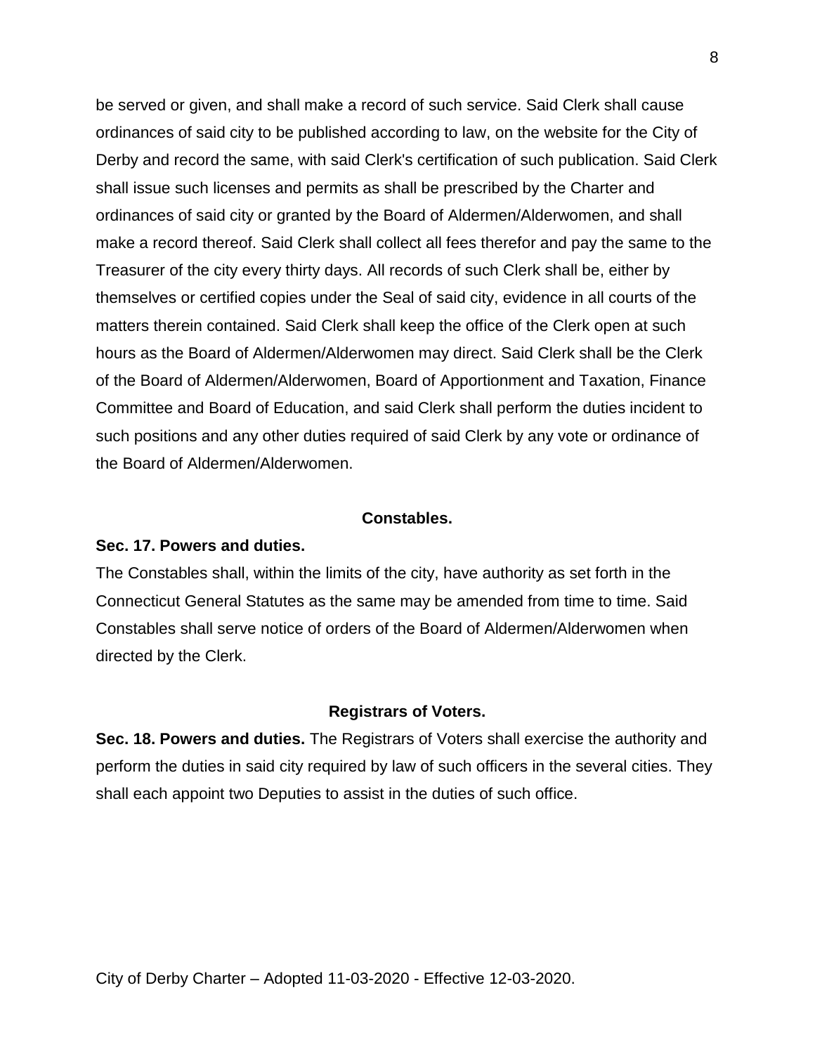be served or given, and shall make a record of such service. Said Clerk shall cause ordinances of said city to be published according to law, on the website for the City of Derby and record the same, with said Clerk's certification of such publication. Said Clerk shall issue such licenses and permits as shall be prescribed by the Charter and ordinances of said city or granted by the Board of Aldermen/Alderwomen, and shall make a record thereof. Said Clerk shall collect all fees therefor and pay the same to the Treasurer of the city every thirty days. All records of such Clerk shall be, either by themselves or certified copies under the Seal of said city, evidence in all courts of the matters therein contained. Said Clerk shall keep the office of the Clerk open at such hours as the Board of Aldermen/Alderwomen may direct. Said Clerk shall be the Clerk of the Board of Aldermen/Alderwomen, Board of Apportionment and Taxation, Finance Committee and Board of Education, and said Clerk shall perform the duties incident to such positions and any other duties required of said Clerk by any vote or ordinance of the Board of Aldermen/Alderwomen.

## Constables.

**Sec. 17. Powers and duties.**

The Constables shall, within the limits of the city, have authority as set forth in the Connecticut General Statutes as the same may be amended from time to time. Said Constables shall serve notice of orders of the Board of Aldermen/Alderwomen when directed by the Clerk.

## Registrars of Voters.

**Sec. 18. Powers and duties.** The Registrars of Voters shall exercise the authority and perform the duties in said city required by law of such officers in the several cities. They shall each appoint two Deputies to assist in the duties of such office.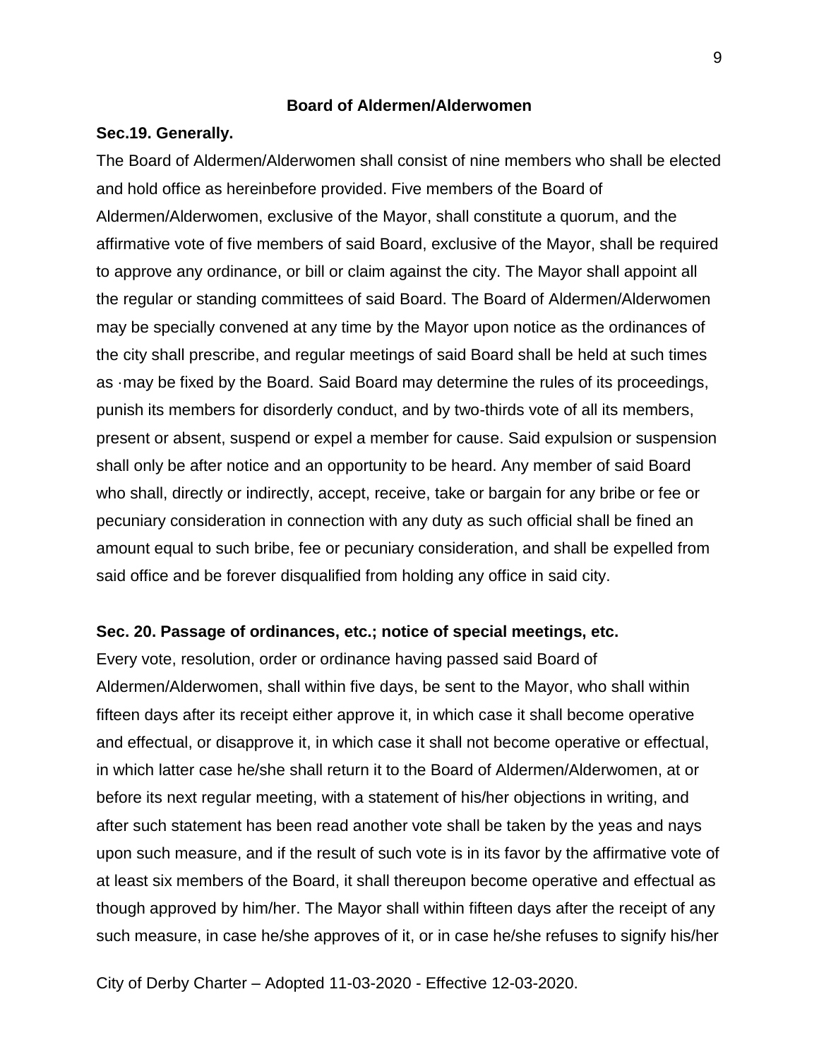## Board of Aldermen/Alderwomen

**Sec.19. Generally.**

The Board of Aldermen/Alderwomen shall consist of nine members who shall be elected and hold office as hereinbefore provided. Five members of the Board of Aldermen/Alderwomen, exclusive of the Mayor, shall constitute a quorum, and the affirmative vote of five members of said Board, exclusive of the Mayor, shall be required to approve any ordinance, or bill or claim against the city. The Mayor shall appoint all the regular or standing committees of said Board. The Board of Aldermen/Alderwomen may be specially convened at any time by the Mayor upon notice as the ordinances of the city shall prescribe, and regular meetings of said Board shall be held at such times as ·may be fixed by the Board. Said Board may determine the rules of its proceedings, punish its members for disorderly conduct, and by two-thirds vote of all its members, present or absent, suspend or expel a member for cause. Said expulsion or suspension shall only be after notice and an opportunity to be heard. Any member of said Board who shall, directly or indirectly, accept, receive, take or bargain for any bribe or fee or pecuniary consideration in connection with any duty as such official shall be fined an amount equal to such bribe, fee or pecuniary consideration, and shall be expelled from said office and be forever disqualified from holding any office in said city.

**Sec. 20. Passage of ordinances, etc.; notice of special meetings, etc.**

Every vote, resolution, order or ordinance having passed said Board of Aldermen/Alderwomen, shall within five days, be sent to the Mayor, who shall within fifteen days after its receipt either approve it, in which case it shall become operative and effectual, or disapprove it, in which case it shall not become operative or effectual, in which latter case he/she shall return it to the Board of Aldermen/Alderwomen, at or before its next regular meeting, with a statement of his/her objections in writing, and after such statement has been read another vote shall be taken by the yeas and nays upon such measure, and if the result of such vote is in its favor by the affirmative vote of at least six members of the Board, it shall thereupon become operative and effectual as though approved by him/her. The Mayor shall within fifteen days after the receipt of any such measure, in case he/she approves of it, or in case he/she refuses to signify his/her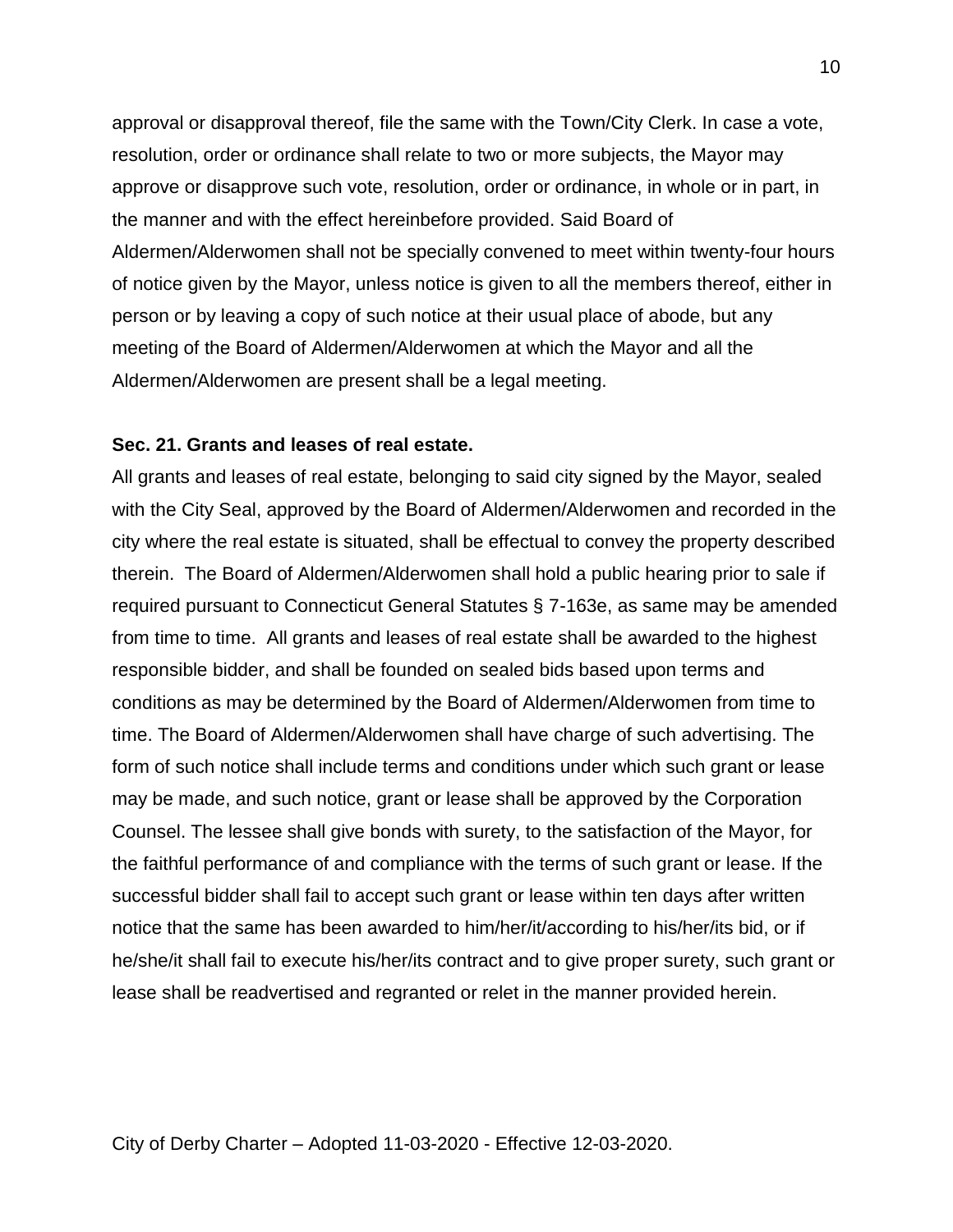approval or disapproval thereof, file the same with the Town/City Clerk. In case a vote, resolution, order or ordinance shall relate to two or more subjects, the Mayor may approve or disapprove such vote, resolution, order or ordinance, in whole or in part, in the manner and with the effect hereinbefore provided. Said Board of Aldermen/Alderwomen shall not be specially convened to meet within twenty-four hours of notice given by the Mayor, unless notice is given to all the members thereof, either in person or by leaving a copy of such notice at their usual place of abode, but any meeting of the Board of Aldermen/Alderwomen at which the Mayor and all the Aldermen/Alderwomen are present shall be a legal meeting.

**Sec. 21. Grants and leases of real estate.**

All grants and leases of real estate, belonging to said city signed by the Mayor, sealed with the City Seal, approved by the Board of Aldermen/Alderwomen and recorded in the city where the real estate is situated, shall be effectual to convey the property described therein. The Board of Aldermen/Alderwomen shall hold a public hearing prior to sale if required pursuant to Connecticut General Statutes § 7-163e, as same may be amended from time to time. All grants and leases of real estate shall be awarded to the highest responsible bidder, and shall be founded on sealed bids based upon terms and conditions as may be determined by the Board of Aldermen/Alderwomen from time to time. The Board of Aldermen/Alderwomen shall have charge of such advertising. The form of such notice shall include terms and conditions under which such grant or lease may be made, and such notice, grant or lease shall be approved by the Corporation Counsel. The lessee shall give bonds with surety, to the satisfaction of the Mayor, for the faithful performance of and compliance with the terms of such grant or lease. If the successful bidder shall fail to accept such grant or lease within ten days after written notice that the same has been awarded to him/her/it/according to his/her/its bid, or if he/she/it shall fail to execute his/her/its contract and to give proper surety, such grant or lease shall be readvertised and regranted or relet in the manner provided herein.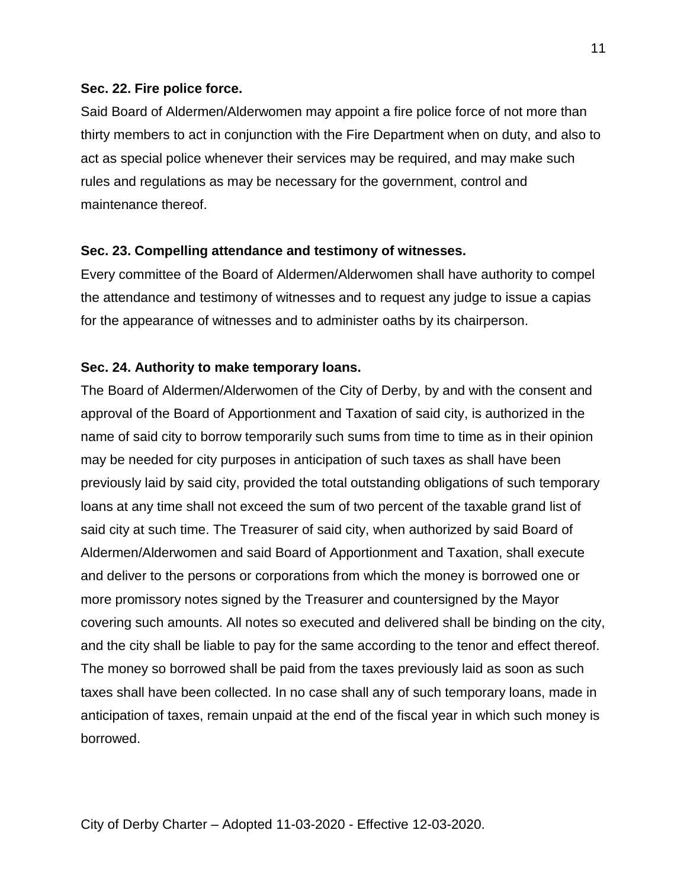**Sec. 22. Fire police force.**

Said Board of Aldermen/Alderwomen may appoint a fire police force of not more than thirty members to act in conjunction with the Fire Department when on duty, and also to act as special police whenever their services may be required, and may make such rules and regulations as may be necessary for the government, control and maintenance thereof.

**Sec. 23. Compelling attendance and testimony of witnesses.**

Every committee of the Board of Aldermen/Alderwomen shall have authority to compel the attendance and testimony of witnesses and to request any judge to issue a capias for the appearance of witnesses and to administer oaths by its chairperson.

**Sec. 24. Authority to make temporary loans.**

The Board of Aldermen/Alderwomen of the City of Derby, by and with the consent and approval of the Board of Apportionment and Taxation of said city, is authorized in the name of said city to borrow temporarily such sums from time to time as in their opinion may be needed for city purposes in anticipation of such taxes as shall have been previously laid by said city, provided the total outstanding obligations of such temporary loans at any time shall not exceed the sum of two percent of the taxable grand list of said city at such time. The Treasurer of said city, when authorized by said Board of Aldermen/Alderwomen and said Board of Apportionment and Taxation, shall execute and deliver to the persons or corporations from which the money is borrowed one or more promissory notes signed by the Treasurer and countersigned by the Mayor covering such amounts. All notes so executed and delivered shall be binding on the city, and the city shall be liable to pay for the same according to the tenor and effect thereof. The money so borrowed shall be paid from the taxes previously laid as soon as such taxes shall have been collected. In no case shall any of such temporary loans, made in anticipation of taxes, remain unpaid at the end of the fiscal year in which such money is borrowed.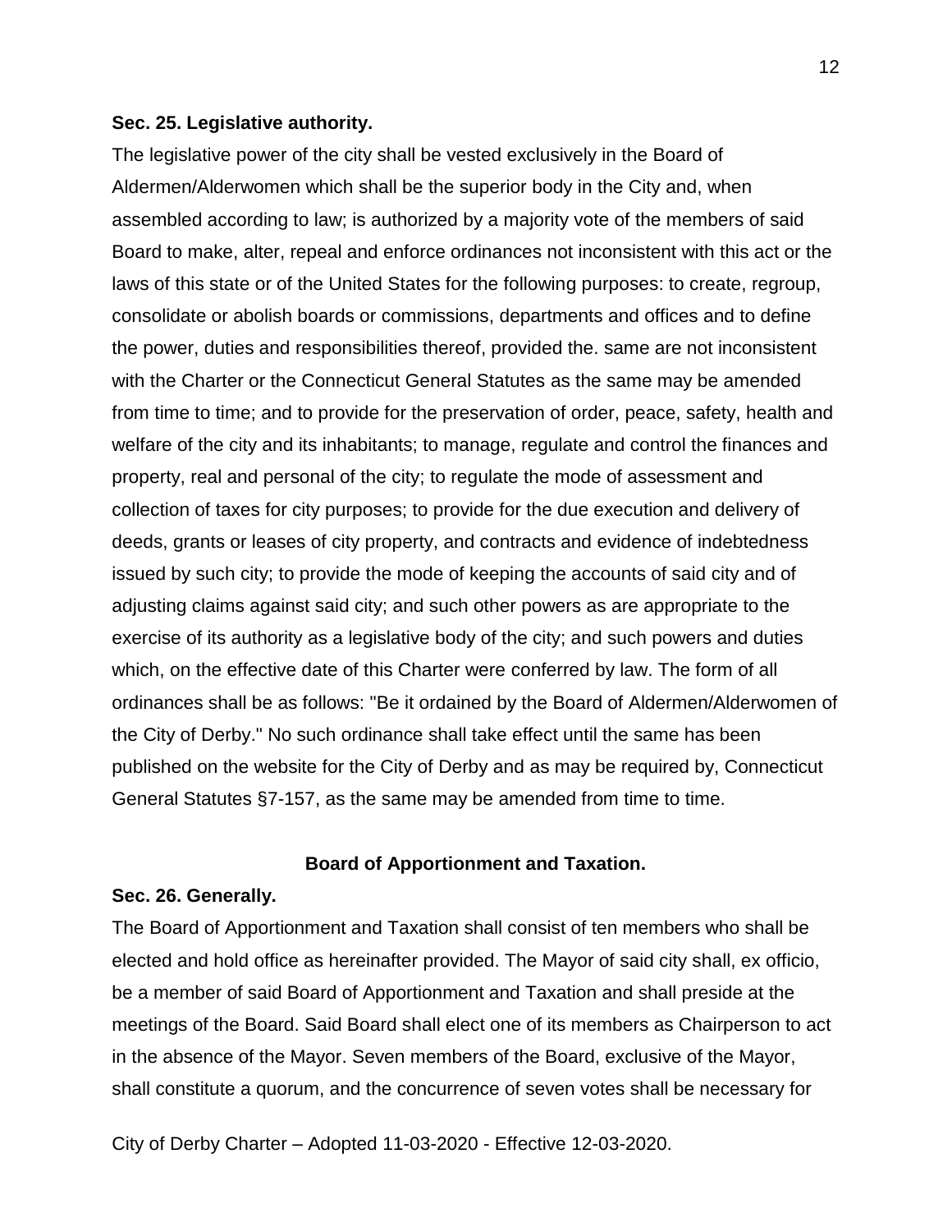**Sec. 25. Legislative authority.**

The legislative power of the city shall be vested exclusively in the Board of Aldermen/Alderwomen which shall be the superior body in the City and, when assembled according to law; is authorized by a majority vote of the members of said Board to make, alter, repeal and enforce ordinances not inconsistent with this act or the laws of this state or of the United States for the following purposes: to create, regroup, consolidate or abolish boards or commissions, departments and offices and to define the power, duties and responsibilities thereof, provided the. same are not inconsistent with the Charter or the Connecticut General Statutes as the same may be amended from time to time; and to provide for the preservation of order, peace, safety, health and welfare of the city and its inhabitants; to manage, regulate and control the finances and property, real and personal of the city; to regulate the mode of assessment and collection of taxes for city purposes; to provide for the due execution and delivery of deeds, grants or leases of city property, and contracts and evidence of indebtedness issued by such city; to provide the mode of keeping the accounts of said city and of adjusting claims against said city; and such other powers as are appropriate to the exercise of its authority as a legislative body of the city; and such powers and duties which, on the effective date of this Charter were conferred by law. The form of all ordinances shall be as follows: "Be it ordained by the Board of Aldermen/Alderwomen of the City of Derby." No such ordinance shall take effect until the same has been published on the website for the City of Derby and as may be required by, Connecticut General Statutes §7-157, as the same may be amended from time to time.

## Board of Apportionment and Taxation.

**Sec. 26. Generally.**

The Board of Apportionment and Taxation shall consist of ten members who shall be elected and hold office as hereinafter provided. The Mayor of said city shall, ex officio, be a member of said Board of Apportionment and Taxation and shall preside at the meetings of the Board. Said Board shall elect one of its members as Chairperson to act in the absence of the Mayor. Seven members of the Board, exclusive of the Mayor, shall constitute a quorum, and the concurrence of seven votes shall be necessary for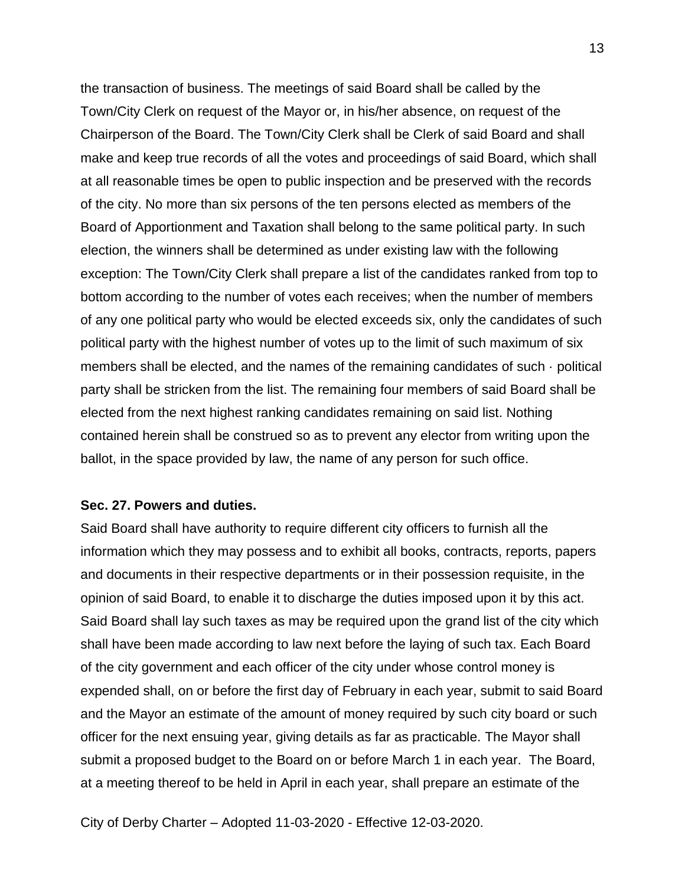the transaction of business. The meetings of said Board shall be called by the Town/City Clerk on request of the Mayor or, in his/her absence, on request of the Chairperson of the Board. The Town/City Clerk shall be Clerk of said Board and shall make and keep true records of all the votes and proceedings of said Board, which shall at all reasonable times be open to public inspection and be preserved with the records of the city. No more than six persons of the ten persons elected as members of the Board of Apportionment and Taxation shall belong to the same political party. In such election, the winners shall be determined as under existing law with the following exception: The Town/City Clerk shall prepare a list of the candidates ranked from top to bottom according to the number of votes each receives; when the number of members of any one political party who would be elected exceeds six, only the candidates of such political party with the highest number of votes up to the limit of such maximum of six members shall be elected, and the names of the remaining candidates of such · political party shall be stricken from the list. The remaining four members of said Board shall be elected from the next highest ranking candidates remaining on said list. Nothing contained herein shall be construed so as to prevent any elector from writing upon the ballot, in the space provided by law, the name of any person for such office.

**Sec. 27. Powers and duties.**

Said Board shall have authority to require different city officers to furnish all the information which they may possess and to exhibit all books, contracts, reports, papers and documents in their respective departments or in their possession requisite, in the opinion of said Board, to enable it to discharge the duties imposed upon it by this act. Said Board shall lay such taxes as may be required upon the grand list of the city which shall have been made according to law next before the laying of such tax. Each Board of the city government and each officer of the city under whose control money is expended shall, on or before the first day of February in each year, submit to said Board and the Mayor an estimate of the amount of money required by such city board or such officer for the next ensuing year, giving details as far as practicable. The Mayor shall submit a proposed budget to the Board on or before March 1 in each year. The Board, at a meeting thereof to be held in April in each year, shall prepare an estimate of the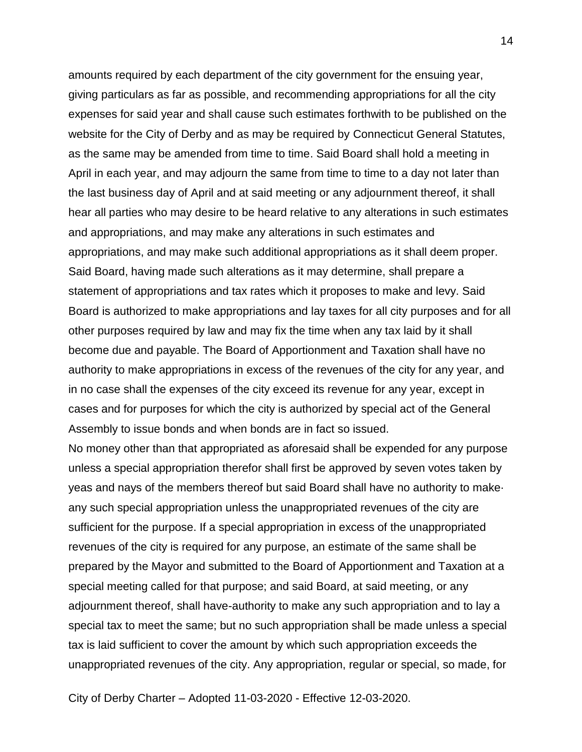amounts required by each department of the city government for the ensuing year, giving particulars as far as possible, and recommending appropriations for all the city expenses for said year and shall cause such estimates forthwith to be published on the website for the City of Derby and as may be required by Connecticut General Statutes, as the same may be amended from time to time. Said Board shall hold a meeting in April in each year, and may adjourn the same from time to time to a day not later than the last business day of April and at said meeting or any adjournment thereof, it shall hear all parties who may desire to be heard relative to any alterations in such estimates and appropriations, and may make any alterations in such estimates and appropriations, and may make such additional appropriations as it shall deem proper. Said Board, having made such alterations as it may determine, shall prepare a statement of appropriations and tax rates which it proposes to make and levy. Said Board is authorized to make appropriations and lay taxes for all city purposes and for all other purposes required by law and may fix the time when any tax laid by it shall become due and payable. The Board of Apportionment and Taxation shall have no authority to make appropriations in excess of the revenues of the city for any year, and in no case shall the expenses of the city exceed its revenue for any year, except in cases and for purposes for which the city is authorized by special act of the General Assembly to issue bonds and when bonds are in fact so issued.

No money other than that appropriated as aforesaid shall be expended for any purpose unless a special appropriation therefor shall first be approved by seven votes taken by yeas and nays of the members thereof but said Board shall have no authority to make· any such special appropriation unless the unappropriated revenues of the city are sufficient for the purpose. If a special appropriation in excess of the unappropriated revenues of the city is required for any purpose, an estimate of the same shall be prepared by the Mayor and submitted to the Board of Apportionment and Taxation at a special meeting called for that purpose; and said Board, at said meeting, or any adjournment thereof, shall have-authority to make any such appropriation and to lay a special tax to meet the same; but no such appropriation shall be made unless a special tax is laid sufficient to cover the amount by which such appropriation exceeds the unappropriated revenues of the city. Any appropriation, regular or special, so made, for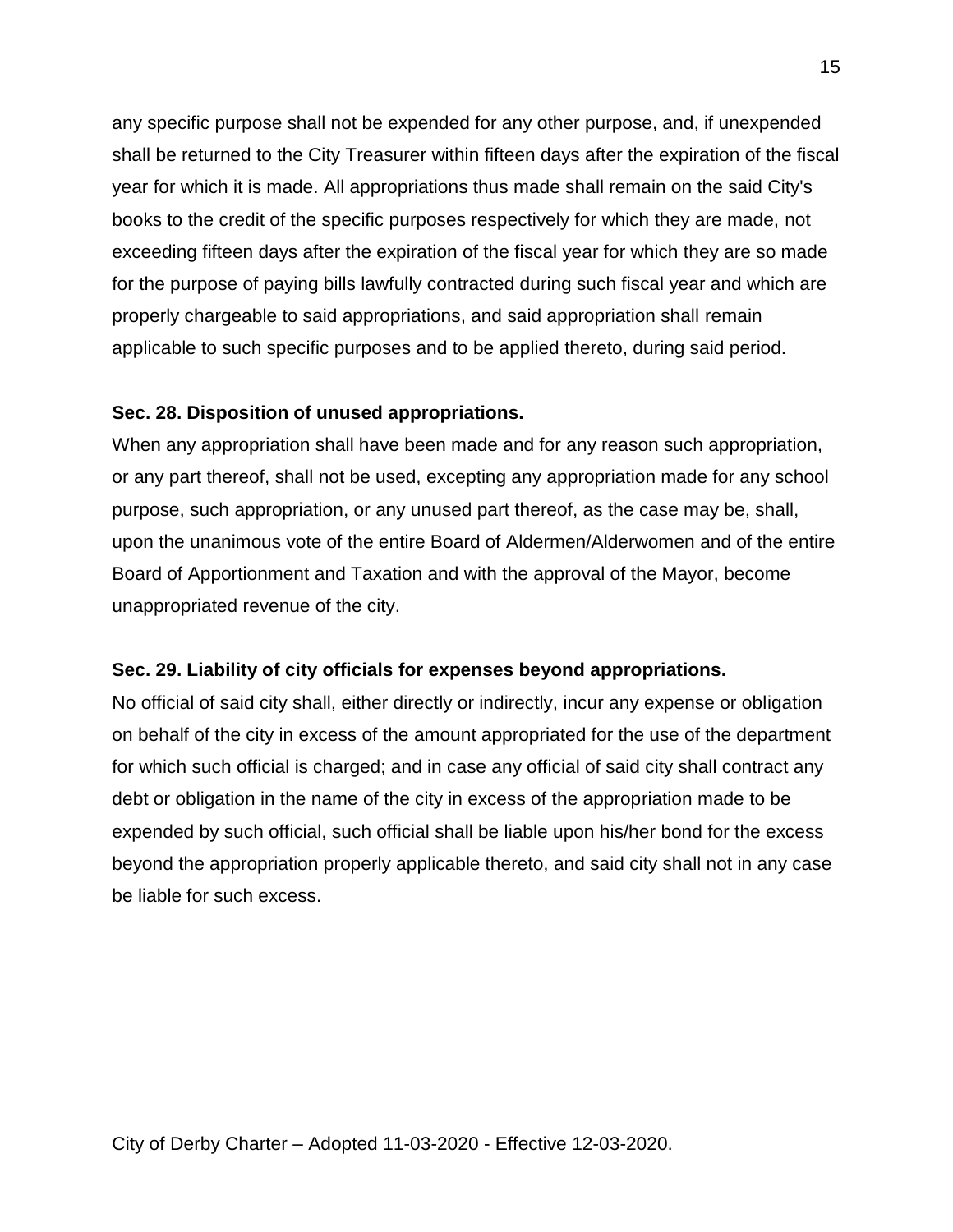any specific purpose shall not be expended for any other purpose, and, if unexpended shall be returned to the City Treasurer within fifteen days after the expiration of the fiscal year for which it is made. All appropriations thus made shall remain on the said City's books to the credit of the specific purposes respectively for which they are made, not exceeding fifteen days after the expiration of the fiscal year for which they are so made for the purpose of paying bills lawfully contracted during such fiscal year and which are properly chargeable to said appropriations, and said appropriation shall remain applicable to such specific purposes and to be applied thereto, during said period.

**Sec. 28. Disposition of unused appropriations.**

When any appropriation shall have been made and for any reason such appropriation, or any part thereof, shall not be used, excepting any appropriation made for any school purpose, such appropriation, or any unused part thereof, as the case may be, shall, upon the unanimous vote of the entire Board of Aldermen/Alderwomen and of the entire Board of Apportionment and Taxation and with the approval of the Mayor, become unappropriated revenue of the city.

**Sec. 29. Liability of city officials for expenses beyond appropriations.**

No official of said city shall, either directly or indirectly, incur any expense or obligation on behalf of the city in excess of the amount appropriated for the use of the department for which such official is charged; and in case any official of said city shall contract any debt or obligation in the name of the city in excess of the appropriation made to be expended by such official, such official shall be liable upon his/her bond for the excess beyond the appropriation properly applicable thereto, and said city shall not in any case be liable for such excess.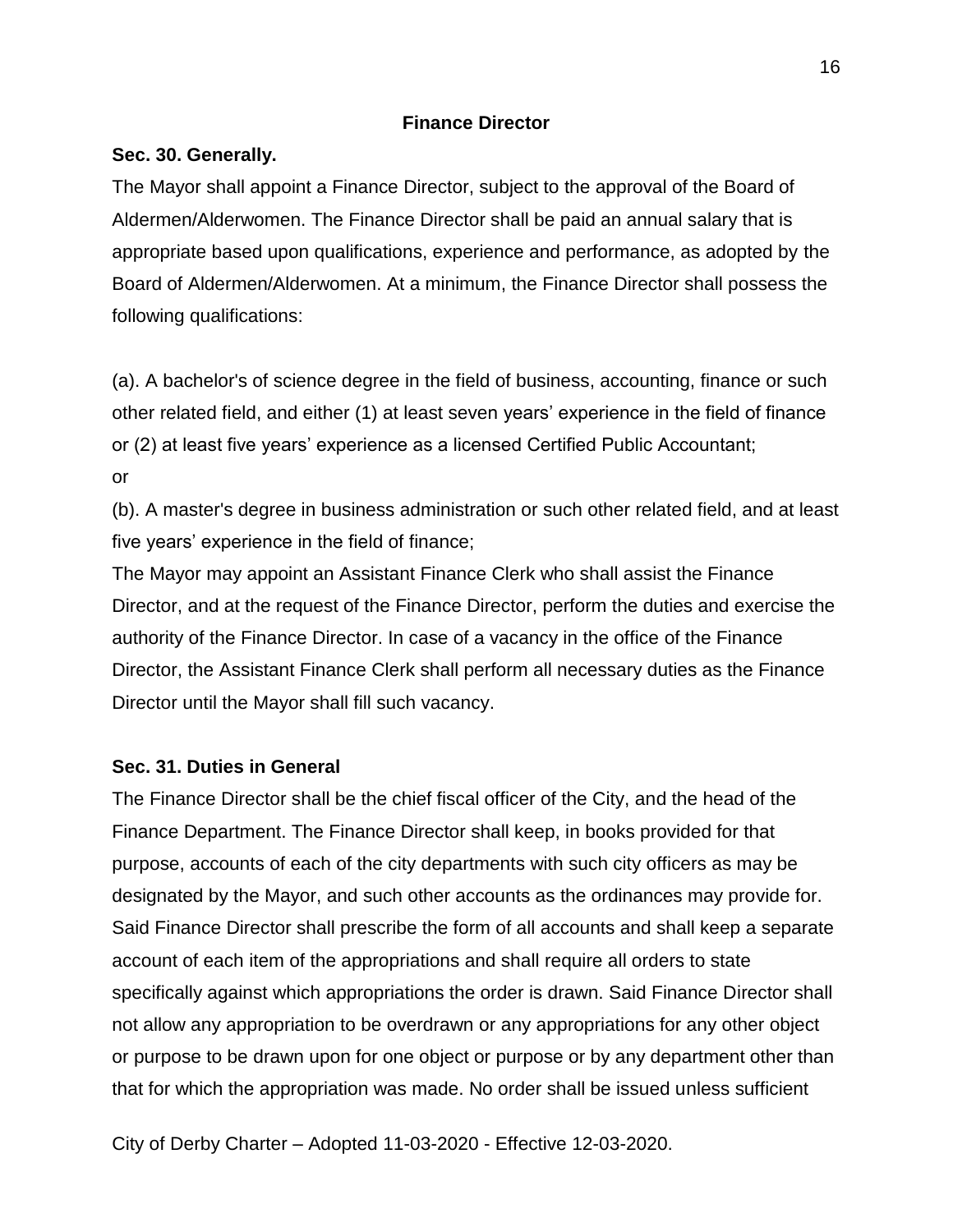## Finance Director

### Sec. 30. Generally.

The Mayor shall appoint a Finance Director, subject to the approval of the Board of Aldermen/Alderwomen. The Finance Director shall be paid an annual salary that is appropriate based upon qualifications, experience and performance, as adopted by the Board of Aldermen/Alderwomen. At a minimum, the Finance Director shall possess the following qualifications:

(a). A bachelor's of science degree in the field of business, accounting, finance or such other related field, and either (1) at least seven years' experience in the field of finance or (2) at least five years' experience as a licensed Certified Public Accountant;
or

(b). A master's degree in business administration or such other related field, and at least five years' experience in the field of finance;

The Mayor may appoint an Assistant Finance Clerk who shall assist the Finance Director, and at the request of the Finance Director, perform the duties and exercise the authority of the Finance Director. In case of a vacancy in the office of the Finance Director, the Assistant Finance Clerk shall perform all necessary duties as the Finance Director until the Mayor shall fill such vacancy.

### Sec. 31. Duties in General

The Finance Director shall be the chief fiscal officer of the City, and the head of the Finance Department. The Finance Director shall keep, in books provided for that purpose, accounts of each of the city departments with such city officers as may be designated by the Mayor, and such other accounts as the ordinances may provide for. Said Finance Director shall prescribe the form of all accounts and shall keep a separate account of each item of the appropriations and shall require all orders to state specifically against which appropriations the order is drawn. Said Finance Director shall not allow any appropriation to be overdrawn or any appropriations for any other object or purpose to be drawn upon for one object or purpose or by any department other than that for which the appropriation was made. No order shall be issued unless sufficient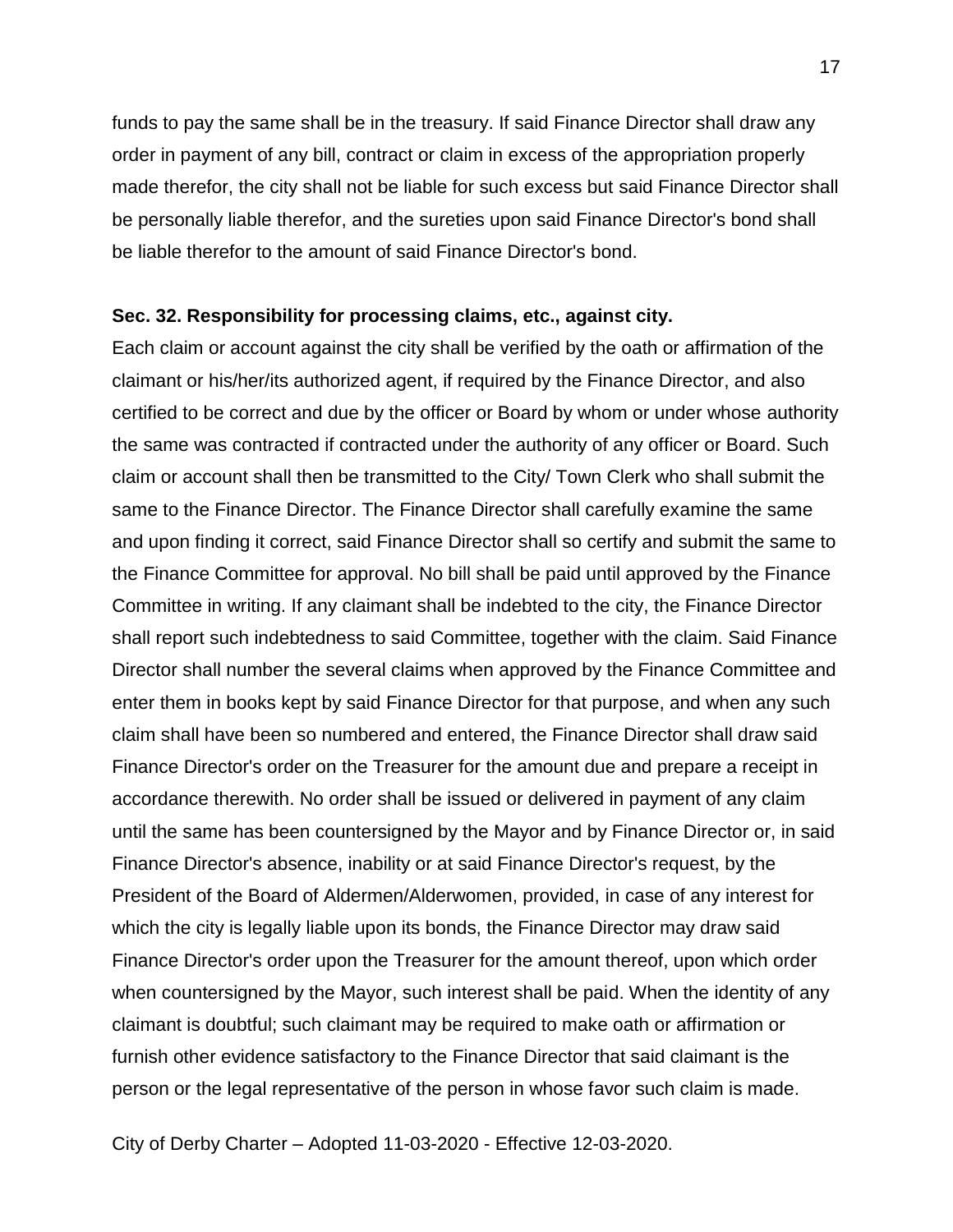funds to pay the same shall be in the treasury. If said Finance Director shall draw any order in payment of any bill, contract or claim in excess of the appropriation properly made therefor, the city shall not be liable for such excess but said Finance Director shall be personally liable therefor, and the sureties upon said Finance Director's bond shall be liable therefor to the amount of said Finance Director's bond.

**Sec. 32. Responsibility for processing claims, etc., against city.**

Each claim or account against the city shall be verified by the oath or affirmation of the claimant or his/her/its authorized agent, if required by the Finance Director, and also certified to be correct and due by the officer or Board by whom or under whose authority the same was contracted if contracted under the authority of any officer or Board. Such claim or account shall then be transmitted to the City/ Town Clerk who shall submit the same to the Finance Director. The Finance Director shall carefully examine the same and upon finding it correct, said Finance Director shall so certify and submit the same to the Finance Committee for approval. No bill shall be paid until approved by the Finance Committee in writing. If any claimant shall be indebted to the city, the Finance Director shall report such indebtedness to said Committee, together with the claim. Said Finance Director shall number the several claims when approved by the Finance Committee and enter them in books kept by said Finance Director for that purpose, and when any such claim shall have been so numbered and entered, the Finance Director shall draw said Finance Director's order on the Treasurer for the amount due and prepare a receipt in accordance therewith. No order shall be issued or delivered in payment of any claim until the same has been countersigned by the Mayor and by Finance Director or, in said Finance Director's absence, inability or at said Finance Director's request, by the President of the Board of Aldermen/Alderwomen, provided, in case of any interest for which the city is legally liable upon its bonds, the Finance Director may draw said Finance Director's order upon the Treasurer for the amount thereof, upon which order when countersigned by the Mayor, such interest shall be paid. When the identity of any claimant is doubtful; such claimant may be required to make oath or affirmation or furnish other evidence satisfactory to the Finance Director that said claimant is the person or the legal representative of the person in whose favor such claim is made.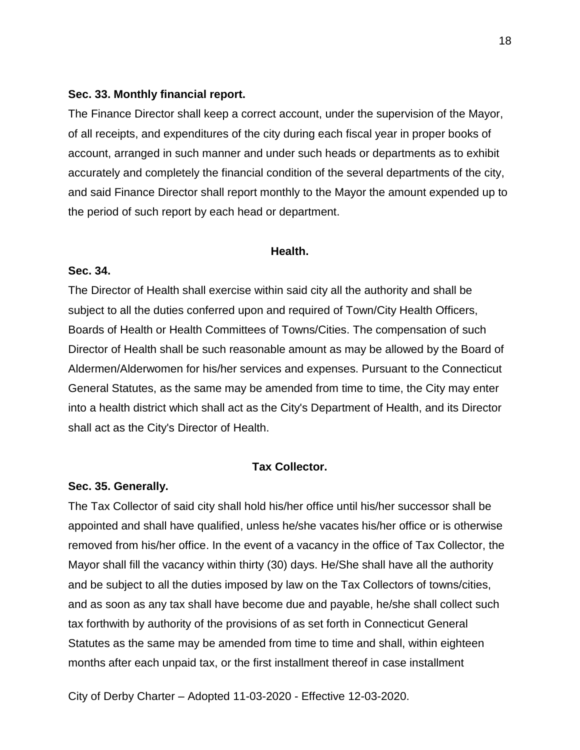**Sec. 33. Monthly financial report.**

The Finance Director shall keep a correct account, under the supervision of the Mayor, of all receipts, and expenditures of the city during each fiscal year in proper books of account, arranged in such manner and under such heads or departments as to exhibit accurately and completely the financial condition of the several departments of the city, and said Finance Director shall report monthly to the Mayor the amount expended up to the period of such report by each head or department.

## Health.

**Sec. 34.**

The Director of Health shall exercise within said city all the authority and shall be subject to all the duties conferred upon and required of Town/City Health Officers, Boards of Health or Health Committees of Towns/Cities. The compensation of such Director of Health shall be such reasonable amount as may be allowed by the Board of Aldermen/Alderwomen for his/her services and expenses. Pursuant to the Connecticut General Statutes, as the same may be amended from time to time, the City may enter into a health district which shall act as the City's Department of Health, and its Director shall act as the City's Director of Health.

## Tax Collector.

**Sec. 35. Generally.**

The Tax Collector of said city shall hold his/her office until his/her successor shall be appointed and shall have qualified, unless he/she vacates his/her office or is otherwise removed from his/her office. In the event of a vacancy in the office of Tax Collector, the Mayor shall fill the vacancy within thirty (30) days. He/She shall have all the authority and be subject to all the duties imposed by law on the Tax Collectors of towns/cities, and as soon as any tax shall have become due and payable, he/she shall collect such tax forthwith by authority of the provisions of as set forth in Connecticut General Statutes as the same may be amended from time to time and shall, within eighteen months after each unpaid tax, or the first installment thereof in case installment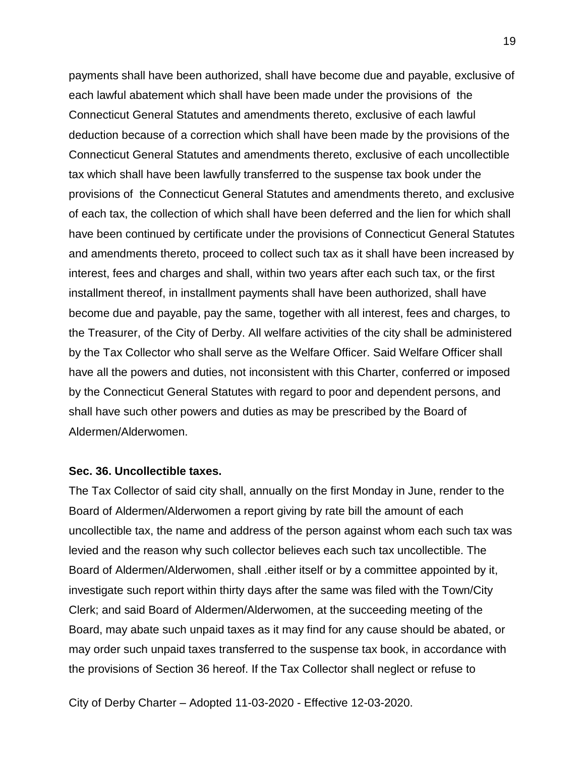payments shall have been authorized, shall have become due and payable, exclusive of each lawful abatement which shall have been made under the provisions of the Connecticut General Statutes and amendments thereto, exclusive of each lawful deduction because of a correction which shall have been made by the provisions of the Connecticut General Statutes and amendments thereto, exclusive of each uncollectible tax which shall have been lawfully transferred to the suspense tax book under the provisions of the Connecticut General Statutes and amendments thereto, and exclusive of each tax, the collection of which shall have been deferred and the lien for which shall have been continued by certificate under the provisions of Connecticut General Statutes and amendments thereto, proceed to collect such tax as it shall have been increased by interest, fees and charges and shall, within two years after each such tax, or the first installment thereof, in installment payments shall have been authorized, shall have become due and payable, pay the same, together with all interest, fees and charges, to the Treasurer, of the City of Derby. All welfare activities of the city shall be administered by the Tax Collector who shall serve as the Welfare Officer. Said Welfare Officer shall have all the powers and duties, not inconsistent with this Charter, conferred or imposed by the Connecticut General Statutes with regard to poor and dependent persons, and shall have such other powers and duties as may be prescribed by the Board of Aldermen/Alderwomen.

**Sec. 36. Uncollectible taxes.**

The Tax Collector of said city shall, annually on the first Monday in June, render to the Board of Aldermen/Alderwomen a report giving by rate bill the amount of each uncollectible tax, the name and address of the person against whom each such tax was levied and the reason why such collector believes each such tax uncollectible. The Board of Aldermen/Alderwomen, shall .either itself or by a committee appointed by it, investigate such report within thirty days after the same was filed with the Town/City Clerk; and said Board of Aldermen/Alderwomen, at the succeeding meeting of the Board, may abate such unpaid taxes as it may find for any cause should be abated, or may order such unpaid taxes transferred to the suspense tax book, in accordance with the provisions of Section 36 hereof. If the Tax Collector shall neglect or refuse to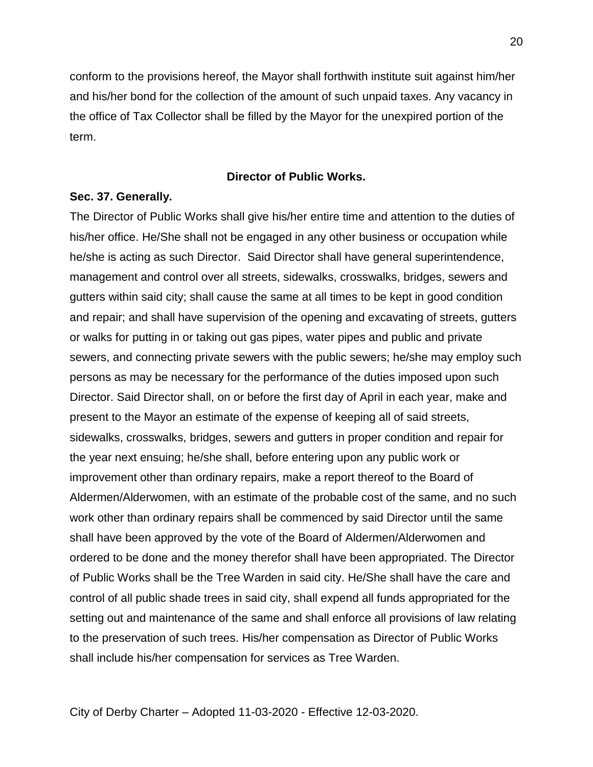conform to the provisions hereof, the Mayor shall forthwith institute suit against him/her and his/her bond for the collection of the amount of such unpaid taxes. Any vacancy in the office of Tax Collector shall be filled by the Mayor for the unexpired portion of the term.

## Director of Public Works.

### Sec. 37. Generally.

The Director of Public Works shall give his/her entire time and attention to the duties of his/her office. He/She shall not be engaged in any other business or occupation while he/she is acting as such Director. Said Director shall have general superintendence, management and control over all streets, sidewalks, crosswalks, bridges, sewers and gutters within said city; shall cause the same at all times to be kept in good condition and repair; and shall have supervision of the opening and excavating of streets, gutters or walks for putting in or taking out gas pipes, water pipes and public and private sewers, and connecting private sewers with the public sewers; he/she may employ such persons as may be necessary for the performance of the duties imposed upon such Director. Said Director shall, on or before the first day of April in each year, make and present to the Mayor an estimate of the expense of keeping all of said streets, sidewalks, crosswalks, bridges, sewers and gutters in proper condition and repair for the year next ensuing; he/she shall, before entering upon any public work or improvement other than ordinary repairs, make a report thereof to the Board of Aldermen/Alderwomen, with an estimate of the probable cost of the same, and no such work other than ordinary repairs shall be commenced by said Director until the same shall have been approved by the vote of the Board of Aldermen/Alderwomen and ordered to be done and the money therefor shall have been appropriated. The Director of Public Works shall be the Tree Warden in said city. He/She shall have the care and control of all public shade trees in said city, shall expend all funds appropriated for the setting out and maintenance of the same and shall enforce all provisions of law relating to the preservation of such trees. His/her compensation as Director of Public Works shall include his/her compensation for services as Tree Warden.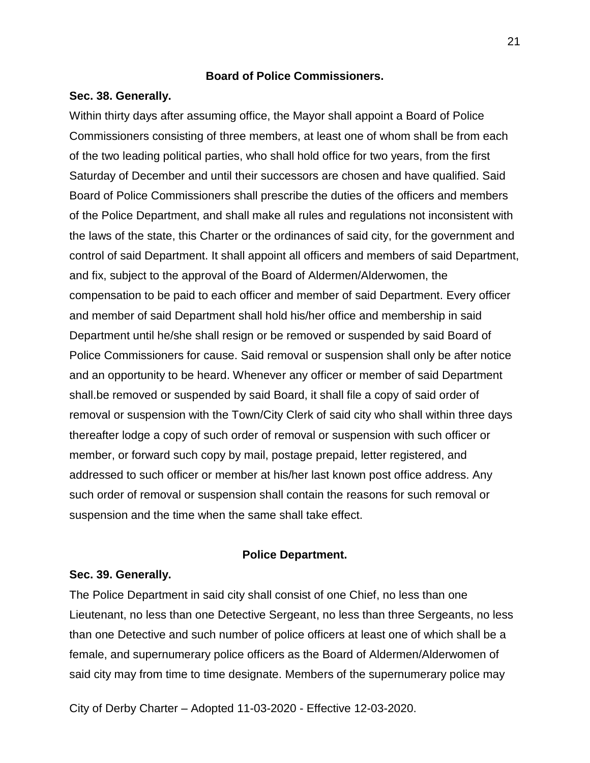## Board of Police Commissioners.

**Sec. 38. Generally.**

Within thirty days after assuming office, the Mayor shall appoint a Board of Police Commissioners consisting of three members, at least one of whom shall be from each of the two leading political parties, who shall hold office for two years, from the first Saturday of December and until their successors are chosen and have qualified. Said Board of Police Commissioners shall prescribe the duties of the officers and members of the Police Department, and shall make all rules and regulations not inconsistent with the laws of the state, this Charter or the ordinances of said city, for the government and control of said Department. It shall appoint all officers and members of said Department, and fix, subject to the approval of the Board of Aldermen/Alderwomen, the compensation to be paid to each officer and member of said Department. Every officer and member of said Department shall hold his/her office and membership in said Department until he/she shall resign or be removed or suspended by said Board of Police Commissioners for cause. Said removal or suspension shall only be after notice and an opportunity to be heard. Whenever any officer or member of said Department shall.be removed or suspended by said Board, it shall file a copy of said order of removal or suspension with the Town/City Clerk of said city who shall within three days thereafter lodge a copy of such order of removal or suspension with such officer or member, or forward such copy by mail, postage prepaid, letter registered, and addressed to such officer or member at his/her last known post office address. Any such order of removal or suspension shall contain the reasons for such removal or suspension and the time when the same shall take effect.

## Police Department.

**Sec. 39. Generally.**

The Police Department in said city shall consist of one Chief, no less than one Lieutenant, no less than one Detective Sergeant, no less than three Sergeants, no less than one Detective and such number of police officers at least one of which shall be a female, and supernumerary police officers as the Board of Aldermen/Alderwomen of said city may from time to time designate. Members of the supernumerary police may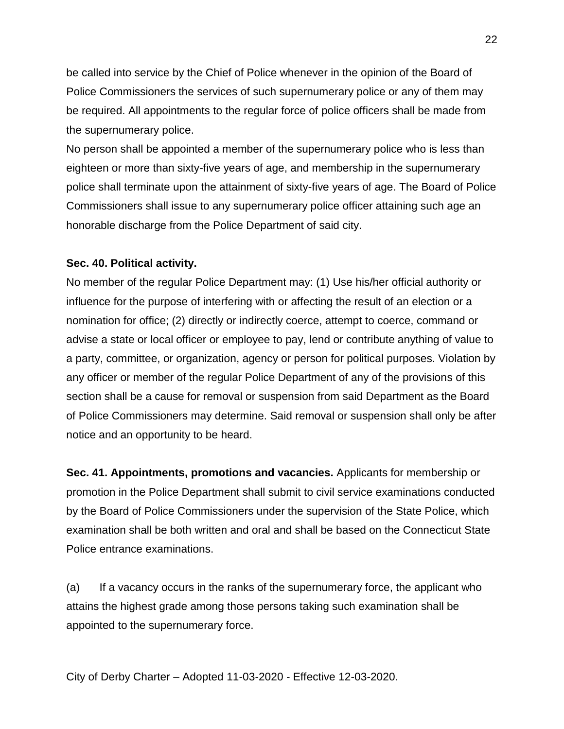be called into service by the Chief of Police whenever in the opinion of the Board of Police Commissioners the services of such supernumerary police or any of them may be required. All appointments to the regular force of police officers shall be made from the supernumerary police.

No person shall be appointed a member of the supernumerary police who is less than eighteen or more than sixty-five years of age, and membership in the supernumerary police shall terminate upon the attainment of sixty-five years of age. The Board of Police Commissioners shall issue to any supernumerary police officer attaining such age an honorable discharge from the Police Department of said city.

**Sec. 40. Political activity.**

No member of the regular Police Department may: (1) Use his/her official authority or influence for the purpose of interfering with or affecting the result of an election or a nomination for office; (2) directly or indirectly coerce, attempt to coerce, command or advise a state or local officer or employee to pay, lend or contribute anything of value to a party, committee, or organization, agency or person for political purposes. Violation by any officer or member of the regular Police Department of any of the provisions of this section shall be a cause for removal or suspension from said Department as the Board of Police Commissioners may determine. Said removal or suspension shall only be after notice and an opportunity to be heard.

**Sec. 41. Appointments, promotions and vacancies.** Applicants for membership or promotion in the Police Department shall submit to civil service examinations conducted by the Board of Police Commissioners under the supervision of the State Police, which examination shall be both written and oral and shall be based on the Connecticut State Police entrance examinations.

(a) If a vacancy occurs in the ranks of the supernumerary force, the applicant who attains the highest grade among those persons taking such examination shall be appointed to the supernumerary force.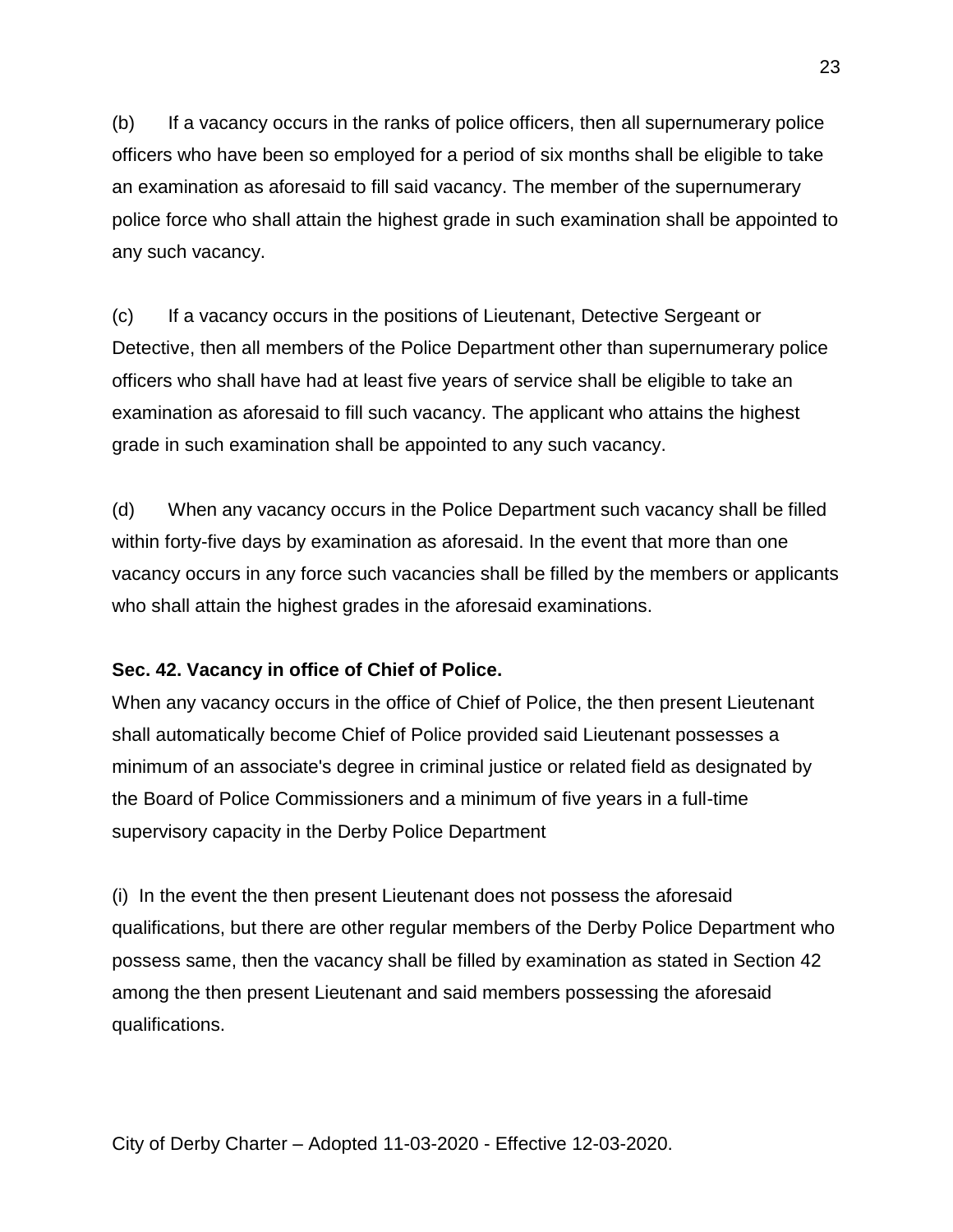(b) If a vacancy occurs in the ranks of police officers, then all supernumerary police officers who have been so employed for a period of six months shall be eligible to take an examination as aforesaid to fill said vacancy. The member of the supernumerary police force who shall attain the highest grade in such examination shall be appointed to any such vacancy.

(c) If a vacancy occurs in the positions of Lieutenant, Detective Sergeant or Detective, then all members of the Police Department other than supernumerary police officers who shall have had at least five years of service shall be eligible to take an examination as aforesaid to fill such vacancy. The applicant who attains the highest grade in such examination shall be appointed to any such vacancy.

(d) When any vacancy occurs in the Police Department such vacancy shall be filled within forty-five days by examination as aforesaid. In the event that more than one vacancy occurs in any force such vacancies shall be filled by the members or applicants who shall attain the highest grades in the aforesaid examinations.

**Sec. 42. Vacancy in office of Chief of Police.**

When any vacancy occurs in the office of Chief of Police, the then present Lieutenant shall automatically become Chief of Police provided said Lieutenant possesses a minimum of an associate's degree in criminal justice or related field as designated by the Board of Police Commissioners and a minimum of five years in a full-time supervisory capacity in the Derby Police Department

(i) In the event the then present Lieutenant does not possess the aforesaid qualifications, but there are other regular members of the Derby Police Department who possess same, then the vacancy shall be filled by examination as stated in Section 42 among the then present Lieutenant and said members possessing the aforesaid qualifications.

City of Derby Charter – Adopted 11-03-2020 - Effective 12-03-2020.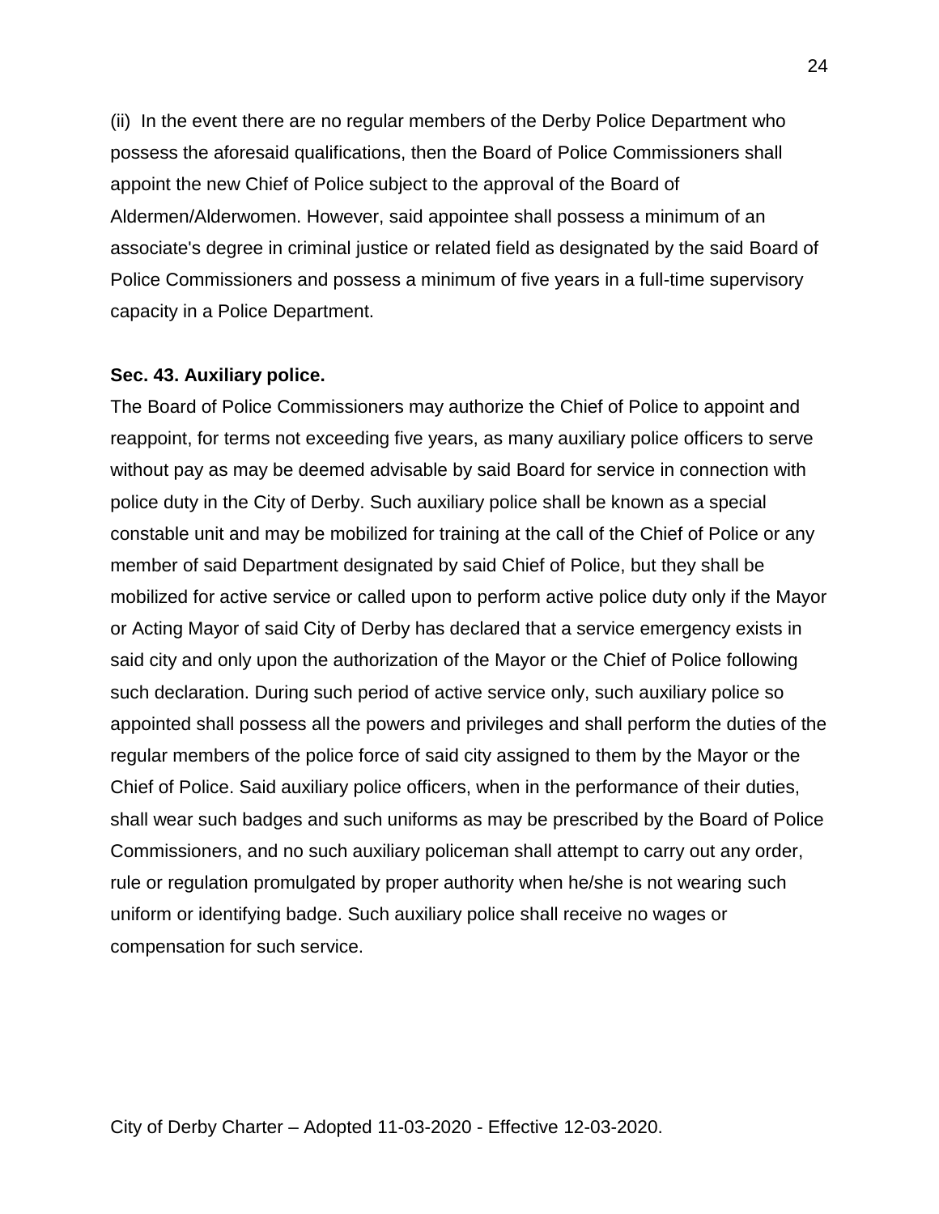(ii) In the event there are no regular members of the Derby Police Department who possess the aforesaid qualifications, then the Board of Police Commissioners shall appoint the new Chief of Police subject to the approval of the Board of Aldermen/Alderwomen. However, said appointee shall possess a minimum of an associate's degree in criminal justice or related field as designated by the said Board of Police Commissioners and possess a minimum of five years in a full-time supervisory capacity in a Police Department.

**Sec. 43. Auxiliary police.**

The Board of Police Commissioners may authorize the Chief of Police to appoint and reappoint, for terms not exceeding five years, as many auxiliary police officers to serve without pay as may be deemed advisable by said Board for service in connection with police duty in the City of Derby. Such auxiliary police shall be known as a special constable unit and may be mobilized for training at the call of the Chief of Police or any member of said Department designated by said Chief of Police, but they shall be mobilized for active service or called upon to perform active police duty only if the Mayor or Acting Mayor of said City of Derby has declared that a service emergency exists in said city and only upon the authorization of the Mayor or the Chief of Police following such declaration. During such period of active service only, such auxiliary police so appointed shall possess all the powers and privileges and shall perform the duties of the regular members of the police force of said city assigned to them by the Mayor or the Chief of Police. Said auxiliary police officers, when in the performance of their duties, shall wear such badges and such uniforms as may be prescribed by the Board of Police Commissioners, and no such auxiliary policeman shall attempt to carry out any order, rule or regulation promulgated by proper authority when he/she is not wearing such uniform or identifying badge. Such auxiliary police shall receive no wages or compensation for such service.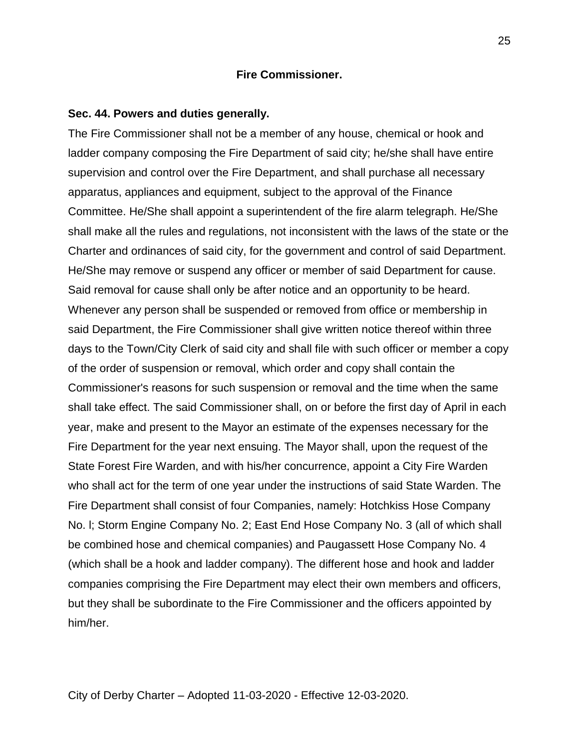## Fire Commissioner.

### Sec. 44. Powers and duties generally.

The Fire Commissioner shall not be a member of any house, chemical or hook and ladder company composing the Fire Department of said city; he/she shall have entire supervision and control over the Fire Department, and shall purchase all necessary apparatus, appliances and equipment, subject to the approval of the Finance Committee. He/She shall appoint a superintendent of the fire alarm telegraph. He/She shall make all the rules and regulations, not inconsistent with the laws of the state or the Charter and ordinances of said city, for the government and control of said Department. He/She may remove or suspend any officer or member of said Department for cause. Said removal for cause shall only be after notice and an opportunity to be heard. Whenever any person shall be suspended or removed from office or membership in said Department, the Fire Commissioner shall give written notice thereof within three days to the Town/City Clerk of said city and shall file with such officer or member a copy of the order of suspension or removal, which order and copy shall contain the Commissioner's reasons for such suspension or removal and the time when the same shall take effect. The said Commissioner shall, on or before the first day of April in each year, make and present to the Mayor an estimate of the expenses necessary for the Fire Department for the year next ensuing. The Mayor shall, upon the request of the State Forest Fire Warden, and with his/her concurrence, appoint a City Fire Warden who shall act for the term of one year under the instructions of said State Warden. The Fire Department shall consist of four Companies, namely: Hotchkiss Hose Company No. l; Storm Engine Company No. 2; East End Hose Company No. 3 (all of which shall be combined hose and chemical companies) and Paugassett Hose Company No. 4 (which shall be a hook and ladder company). The different hose and hook and ladder companies comprising the Fire Department may elect their own members and officers, but they shall be subordinate to the Fire Commissioner and the officers appointed by him/her.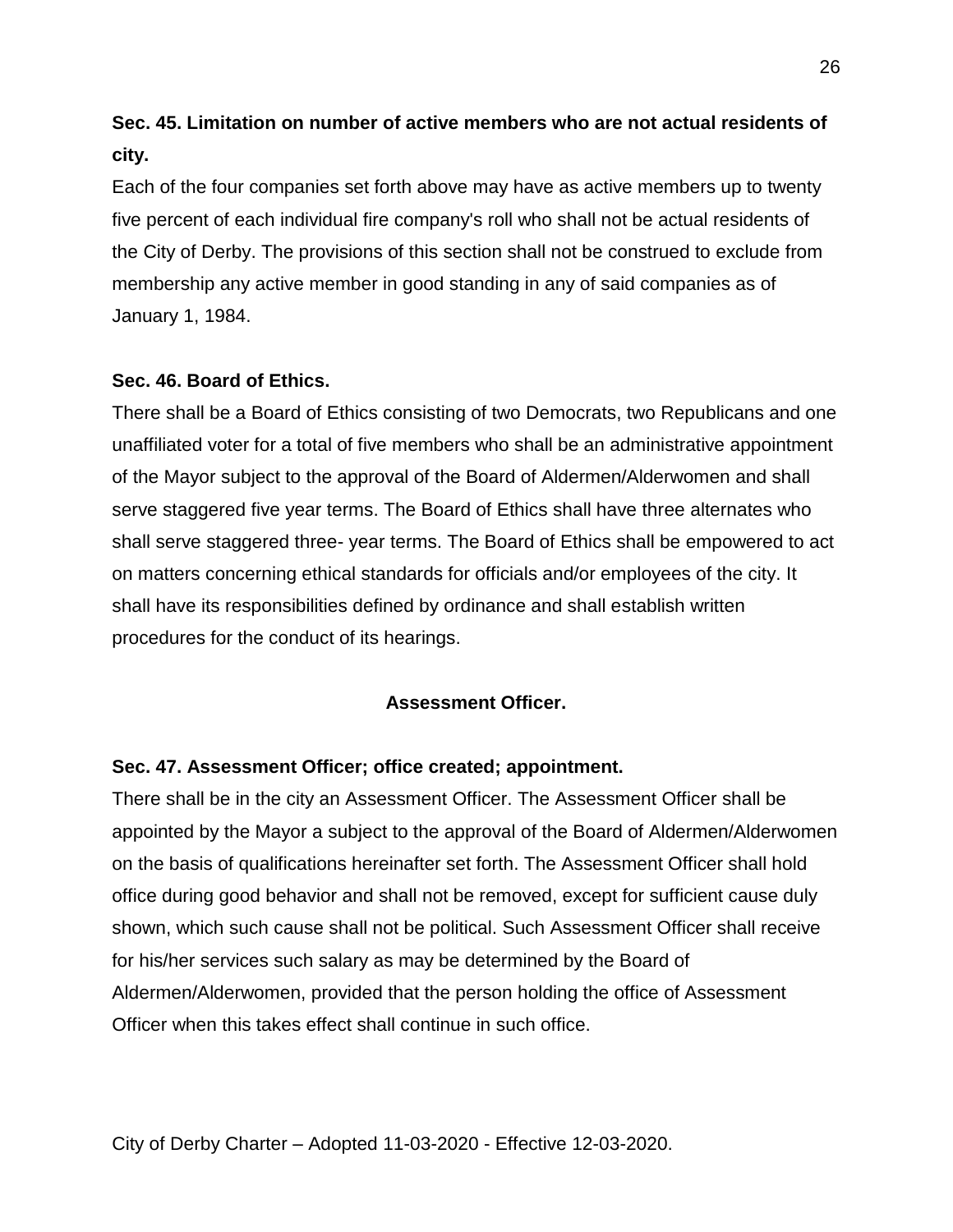**Sec. 45. Limitation on number of active members who are not actual residents of city.**

Each of the four companies set forth above may have as active members up to twenty five percent of each individual fire company's roll who shall not be actual residents of the City of Derby. The provisions of this section shall not be construed to exclude from membership any active member in good standing in any of said companies as of January 1, 1984.

**Sec. 46. Board of Ethics.**

There shall be a Board of Ethics consisting of two Democrats, two Republicans and one unaffiliated voter for a total of five members who shall be an administrative appointment of the Mayor subject to the approval of the Board of Aldermen/Alderwomen and shall serve staggered five year terms. The Board of Ethics shall have three alternates who shall serve staggered three- year terms. The Board of Ethics shall be empowered to act on matters concerning ethical standards for officials and/or employees of the city. It shall have its responsibilities defined by ordinance and shall establish written procedures for the conduct of its hearings.

**Assessment Officer.**

**Sec. 47. Assessment Officer; office created; appointment.**

There shall be in the city an Assessment Officer. The Assessment Officer shall be appointed by the Mayor a subject to the approval of the Board of Aldermen/Alderwomen on the basis of qualifications hereinafter set forth. The Assessment Officer shall hold office during good behavior and shall not be removed, except for sufficient cause duly shown, which such cause shall not be political. Such Assessment Officer shall receive for his/her services such salary as may be determined by the Board of Aldermen/Alderwomen, provided that the person holding the office of Assessment Officer when this takes effect shall continue in such office.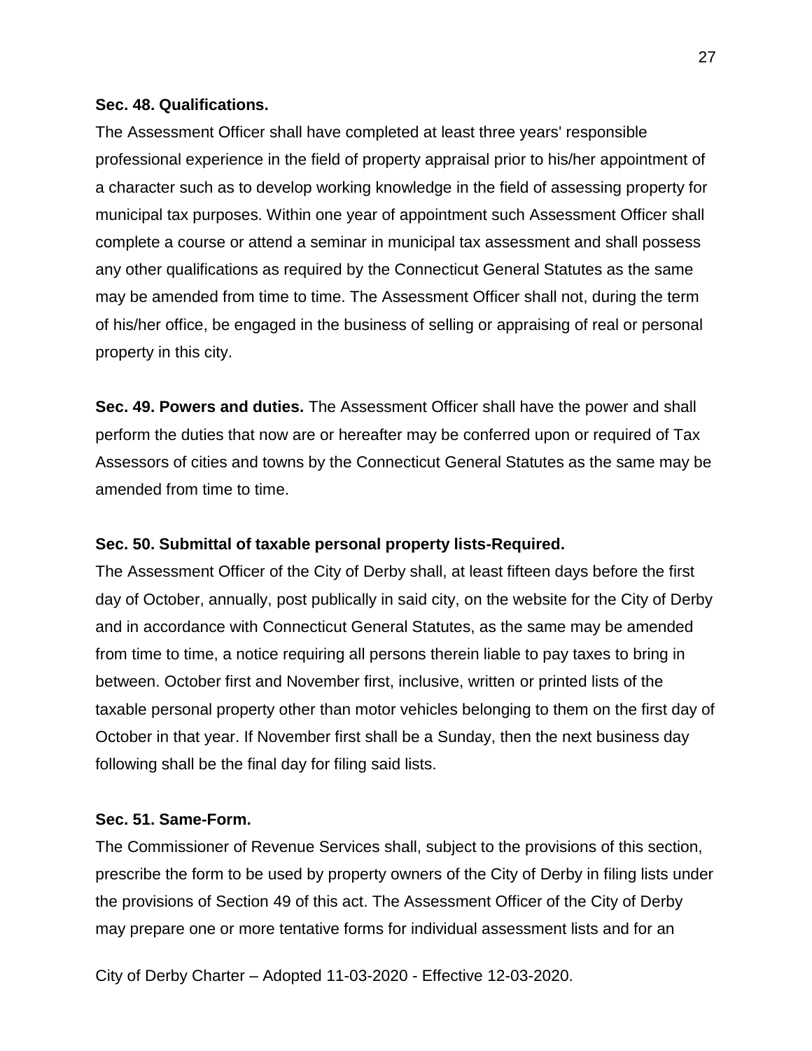**Sec. 48. Qualifications.**

The Assessment Officer shall have completed at least three years' responsible professional experience in the field of property appraisal prior to his/her appointment of a character such as to develop working knowledge in the field of assessing property for municipal tax purposes. Within one year of appointment such Assessment Officer shall complete a course or attend a seminar in municipal tax assessment and shall possess any other qualifications as required by the Connecticut General Statutes as the same may be amended from time to time. The Assessment Officer shall not, during the term of his/her office, be engaged in the business of selling or appraising of real or personal property in this city.

**Sec. 49. Powers and duties.** The Assessment Officer shall have the power and shall perform the duties that now are or hereafter may be conferred upon or required of Tax Assessors of cities and towns by the Connecticut General Statutes as the same may be amended from time to time.

**Sec. 50. Submittal of taxable personal property lists-Required.**

The Assessment Officer of the City of Derby shall, at least fifteen days before the first day of October, annually, post publically in said city, on the website for the City of Derby and in accordance with Connecticut General Statutes, as the same may be amended from time to time, a notice requiring all persons therein liable to pay taxes to bring in between. October first and November first, inclusive, written or printed lists of the taxable personal property other than motor vehicles belonging to them on the first day of October in that year. If November first shall be a Sunday, then the next business day following shall be the final day for filing said lists.

**Sec. 51. Same-Form.**

The Commissioner of Revenue Services shall, subject to the provisions of this section, prescribe the form to be used by property owners of the City of Derby in filing lists under the provisions of Section 49 of this act. The Assessment Officer of the City of Derby may prepare one or more tentative forms for individual assessment lists and for an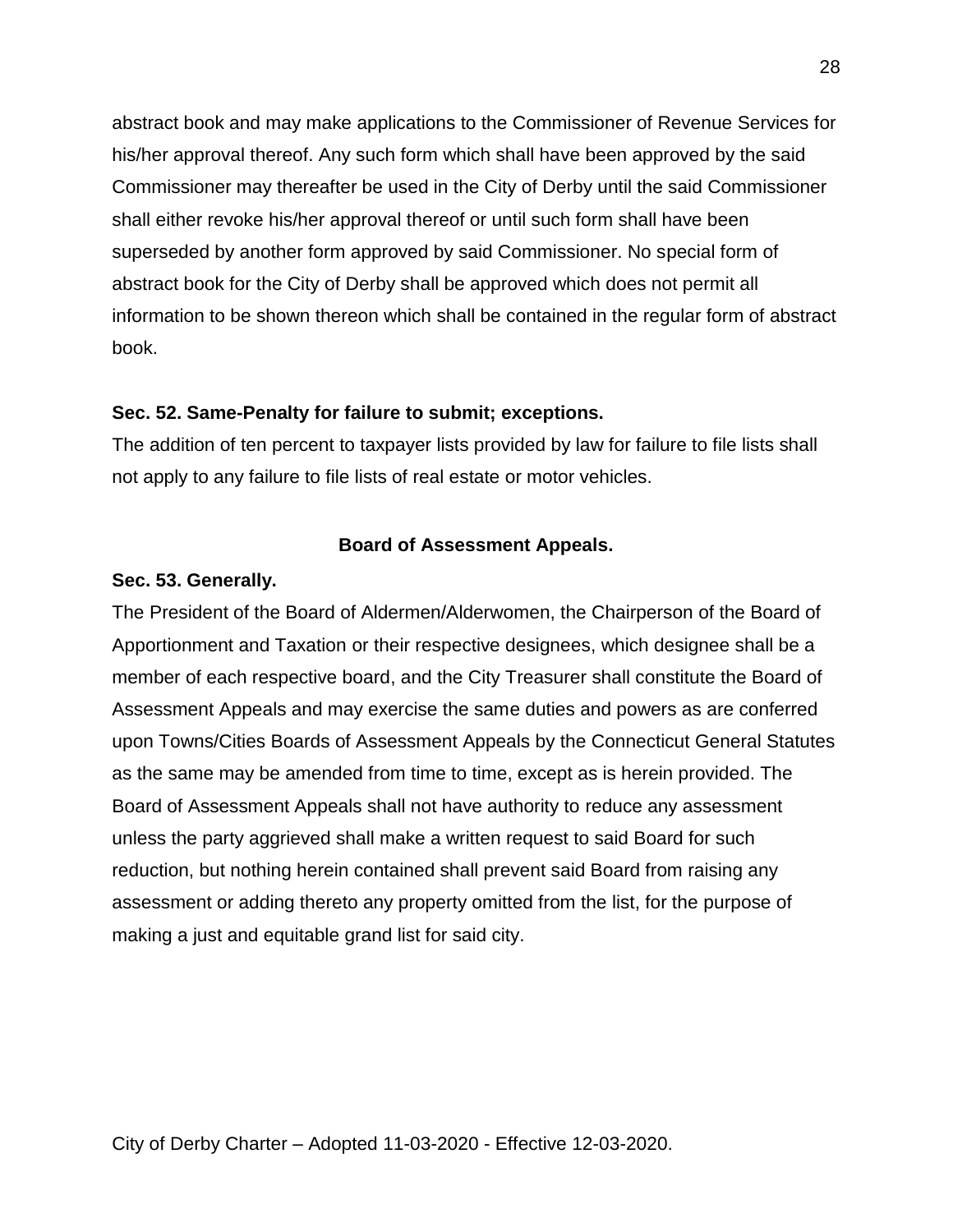abstract book and may make applications to the Commissioner of Revenue Services for his/her approval thereof. Any such form which shall have been approved by the said Commissioner may thereafter be used in the City of Derby until the said Commissioner shall either revoke his/her approval thereof or until such form shall have been superseded by another form approved by said Commissioner. No special form of abstract book for the City of Derby shall be approved which does not permit all information to be shown thereon which shall be contained in the regular form of abstract book.

**Sec. 52. Same-Penalty for failure to submit; exceptions.**

The addition of ten percent to taxpayer lists provided by law for failure to file lists shall not apply to any failure to file lists of real estate or motor vehicles.

## Board of Assessment Appeals.

**Sec. 53. Generally.**

The President of the Board of Aldermen/Alderwomen, the Chairperson of the Board of Apportionment and Taxation or their respective designees, which designee shall be a member of each respective board, and the City Treasurer shall constitute the Board of Assessment Appeals and may exercise the same duties and powers as are conferred upon Towns/Cities Boards of Assessment Appeals by the Connecticut General Statutes as the same may be amended from time to time, except as is herein provided. The Board of Assessment Appeals shall not have authority to reduce any assessment unless the party aggrieved shall make a written request to said Board for such reduction, but nothing herein contained shall prevent said Board from raising any assessment or adding thereto any property omitted from the list, for the purpose of making a just and equitable grand list for said city.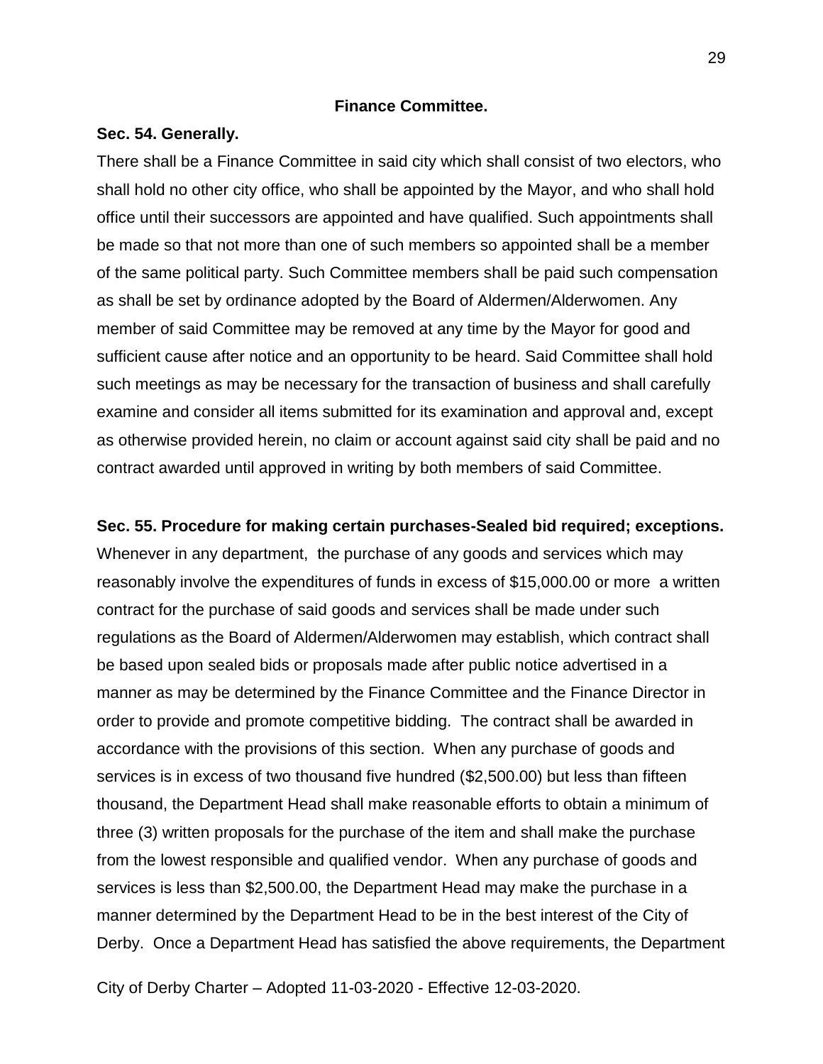## Finance Committee.

**Sec. 54. Generally.**

There shall be a Finance Committee in said city which shall consist of two electors, who shall hold no other city office, who shall be appointed by the Mayor, and who shall hold office until their successors are appointed and have qualified. Such appointments shall be made so that not more than one of such members so appointed shall be a member of the same political party. Such Committee members shall be paid such compensation as shall be set by ordinance adopted by the Board of Aldermen/Alderwomen. Any member of said Committee may be removed at any time by the Mayor for good and sufficient cause after notice and an opportunity to be heard. Said Committee shall hold such meetings as may be necessary for the transaction of business and shall carefully examine and consider all items submitted for its examination and approval and, except as otherwise provided herein, no claim or account against said city shall be paid and no contract awarded until approved in writing by both members of said Committee.

**Sec. 55. Procedure for making certain purchases-Sealed bid required; exceptions.**

Whenever in any department, the purchase of any goods and services which may reasonably involve the expenditures of funds in excess of $15,000.00 or more a written contract for the purchase of said goods and services shall be made under such regulations as the Board of Aldermen/Alderwomen may establish, which contract shall be based upon sealed bids or proposals made after public notice advertised in a manner as may be determined by the Finance Committee and the Finance Director in order to provide and promote competitive bidding. The contract shall be awarded in accordance with the provisions of this section. When any purchase of goods and services is in excess of two thousand five hundred ($2,500.00) but less than fifteen thousand, the Department Head shall make reasonable efforts to obtain a minimum of three (3) written proposals for the purchase of the item and shall make the purchase from the lowest responsible and qualified vendor. When any purchase of goods and services is less than $2,500.00, the Department Head may make the purchase in a manner determined by the Department Head to be in the best interest of the City of Derby. Once a Department Head has satisfied the above requirements, the Department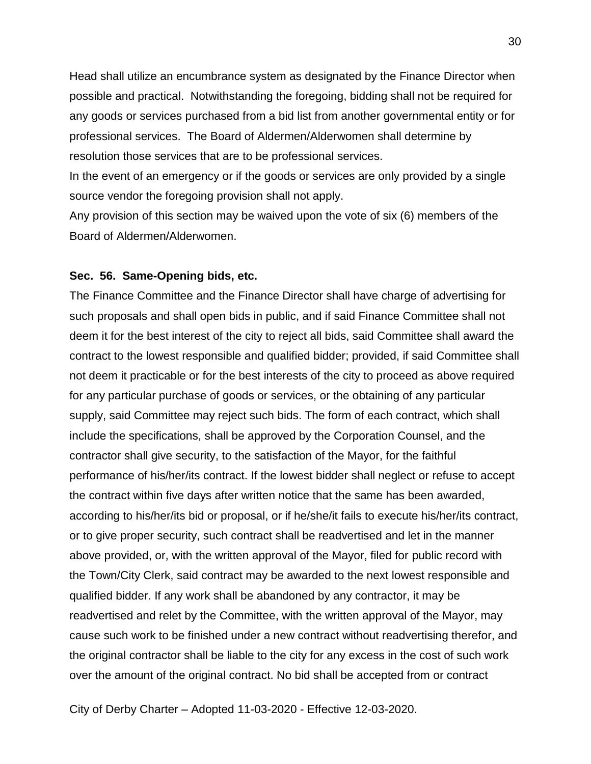Head shall utilize an encumbrance system as designated by the Finance Director when possible and practical. Notwithstanding the foregoing, bidding shall not be required for any goods or services purchased from a bid list from another governmental entity or for professional services. The Board of Aldermen/Alderwomen shall determine by resolution those services that are to be professional services.

In the event of an emergency or if the goods or services are only provided by a single source vendor the foregoing provision shall not apply.

Any provision of this section may be waived upon the vote of six (6) members of the Board of Aldermen/Alderwomen.

**Sec. 56. Same-Opening bids, etc.**

The Finance Committee and the Finance Director shall have charge of advertising for such proposals and shall open bids in public, and if said Finance Committee shall not deem it for the best interest of the city to reject all bids, said Committee shall award the contract to the lowest responsible and qualified bidder; provided, if said Committee shall not deem it practicable or for the best interests of the city to proceed as above required for any particular purchase of goods or services, or the obtaining of any particular supply, said Committee may reject such bids. The form of each contract, which shall include the specifications, shall be approved by the Corporation Counsel, and the contractor shall give security, to the satisfaction of the Mayor, for the faithful performance of his/her/its contract. If the lowest bidder shall neglect or refuse to accept the contract within five days after written notice that the same has been awarded, according to his/her/its bid or proposal, or if he/she/it fails to execute his/her/its contract, or to give proper security, such contract shall be readvertised and let in the manner above provided, or, with the written approval of the Mayor, filed for public record with the Town/City Clerk, said contract may be awarded to the next lowest responsible and qualified bidder. If any work shall be abandoned by any contractor, it may be readvertised and relet by the Committee, with the written approval of the Mayor, may cause such work to be finished under a new contract without readvertising therefor, and the original contractor shall be liable to the city for any excess in the cost of such work over the amount of the original contract. No bid shall be accepted from or contract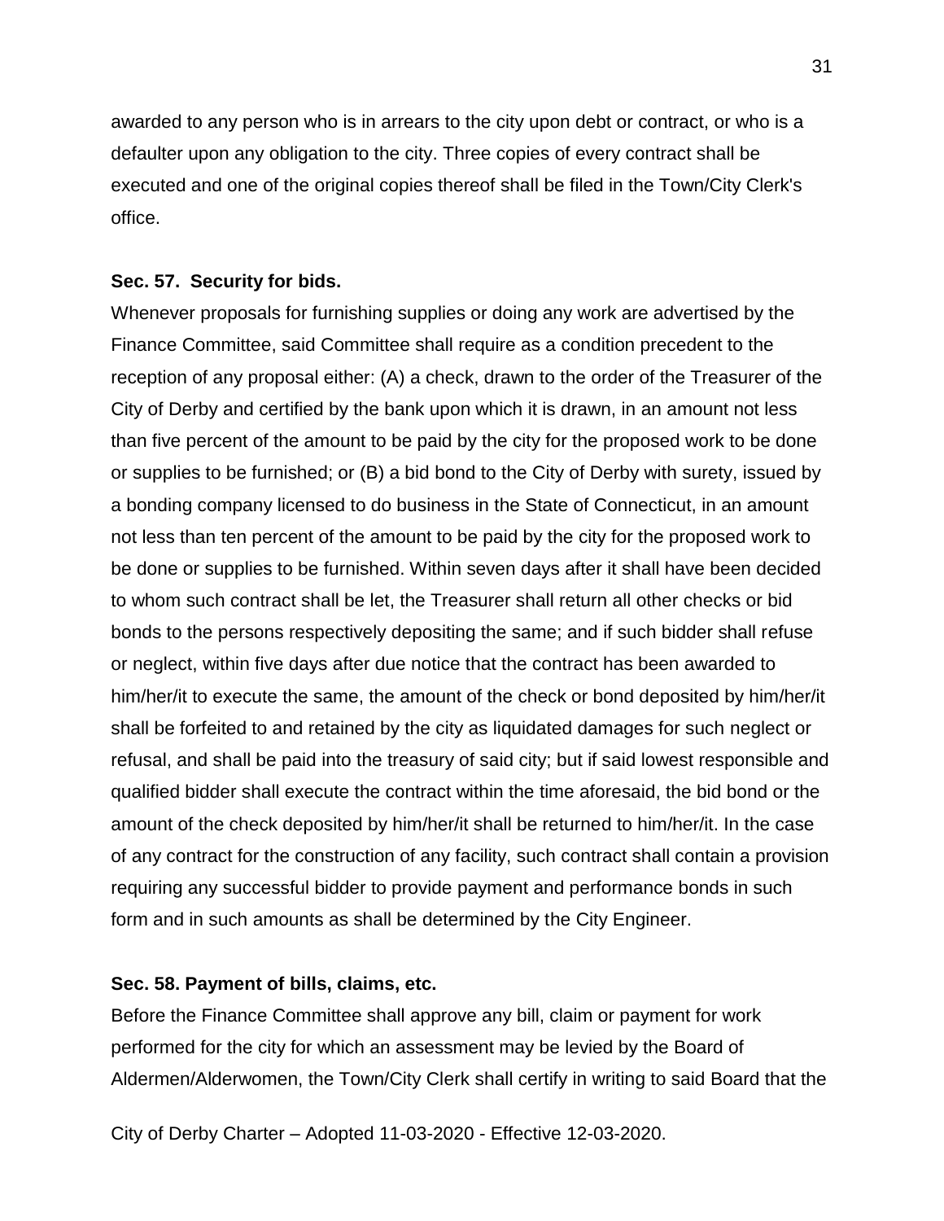awarded to any person who is in arrears to the city upon debt or contract, or who is a defaulter upon any obligation to the city. Three copies of every contract shall be executed and one of the original copies thereof shall be filed in the Town/City Clerk's office.

**Sec. 57. Security for bids.**

Whenever proposals for furnishing supplies or doing any work are advertised by the Finance Committee, said Committee shall require as a condition precedent to the reception of any proposal either: (A) a check, drawn to the order of the Treasurer of the City of Derby and certified by the bank upon which it is drawn, in an amount not less than five percent of the amount to be paid by the city for the proposed work to be done or supplies to be furnished; or (B) a bid bond to the City of Derby with surety, issued by a bonding company licensed to do business in the State of Connecticut, in an amount not less than ten percent of the amount to be paid by the city for the proposed work to be done or supplies to be furnished. Within seven days after it shall have been decided to whom such contract shall be let, the Treasurer shall return all other checks or bid bonds to the persons respectively depositing the same; and if such bidder shall refuse or neglect, within five days after due notice that the contract has been awarded to him/her/it to execute the same, the amount of the check or bond deposited by him/her/it shall be forfeited to and retained by the city as liquidated damages for such neglect or refusal, and shall be paid into the treasury of said city; but if said lowest responsible and qualified bidder shall execute the contract within the time aforesaid, the bid bond or the amount of the check deposited by him/her/it shall be returned to him/her/it. In the case of any contract for the construction of any facility, such contract shall contain a provision requiring any successful bidder to provide payment and performance bonds in such form and in such amounts as shall be determined by the City Engineer.

**Sec. 58. Payment of bills, claims, etc.**

Before the Finance Committee shall approve any bill, claim or payment for work performed for the city for which an assessment may be levied by the Board of Aldermen/Alderwomen, the Town/City Clerk shall certify in writing to said Board that the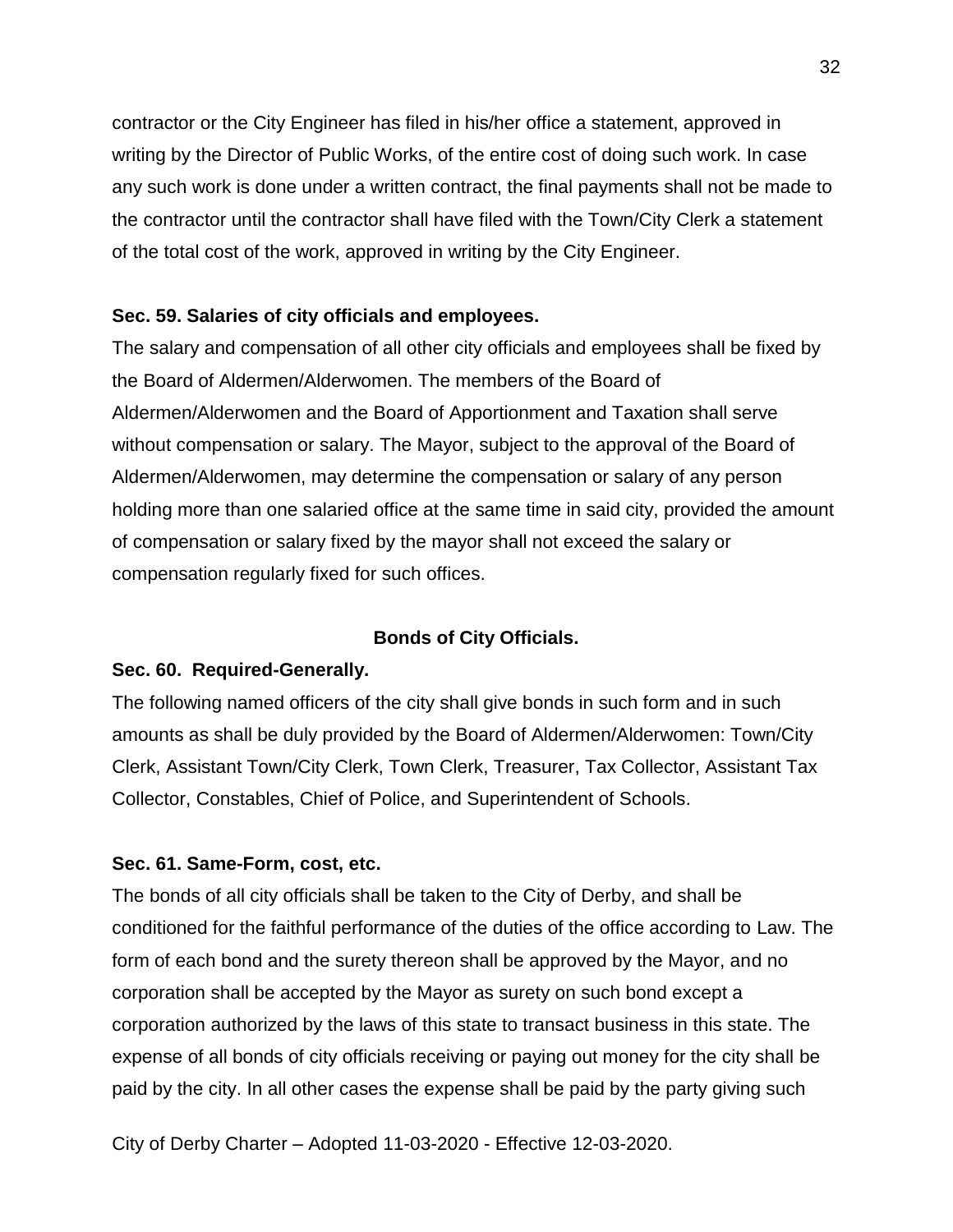contractor or the City Engineer has filed in his/her office a statement, approved in writing by the Director of Public Works, of the entire cost of doing such work. In case any such work is done under a written contract, the final payments shall not be made to the contractor until the contractor shall have filed with the Town/City Clerk a statement of the total cost of the work, approved in writing by the City Engineer.

**Sec. 59. Salaries of city officials and employees.**

The salary and compensation of all other city officials and employees shall be fixed by the Board of Aldermen/Alderwomen. The members of the Board of Aldermen/Alderwomen and the Board of Apportionment and Taxation shall serve without compensation or salary. The Mayor, subject to the approval of the Board of Aldermen/Alderwomen, may determine the compensation or salary of any person holding more than one salaried office at the same time in said city, provided the amount of compensation or salary fixed by the mayor shall not exceed the salary or compensation regularly fixed for such offices.

## Bonds of City Officials.

**Sec. 60. Required-Generally.**

The following named officers of the city shall give bonds in such form and in such amounts as shall be duly provided by the Board of Aldermen/Alderwomen: Town/City Clerk, Assistant Town/City Clerk, Town Clerk, Treasurer, Tax Collector, Assistant Tax Collector, Constables, Chief of Police, and Superintendent of Schools.

**Sec. 61. Same-Form, cost, etc.**

The bonds of all city officials shall be taken to the City of Derby, and shall be conditioned for the faithful performance of the duties of the office according to Law. The form of each bond and the surety thereon shall be approved by the Mayor, and no corporation shall be accepted by the Mayor as surety on such bond except a corporation authorized by the laws of this state to transact business in this state. The expense of all bonds of city officials receiving or paying out money for the city shall be paid by the city. In all other cases the expense shall be paid by the party giving such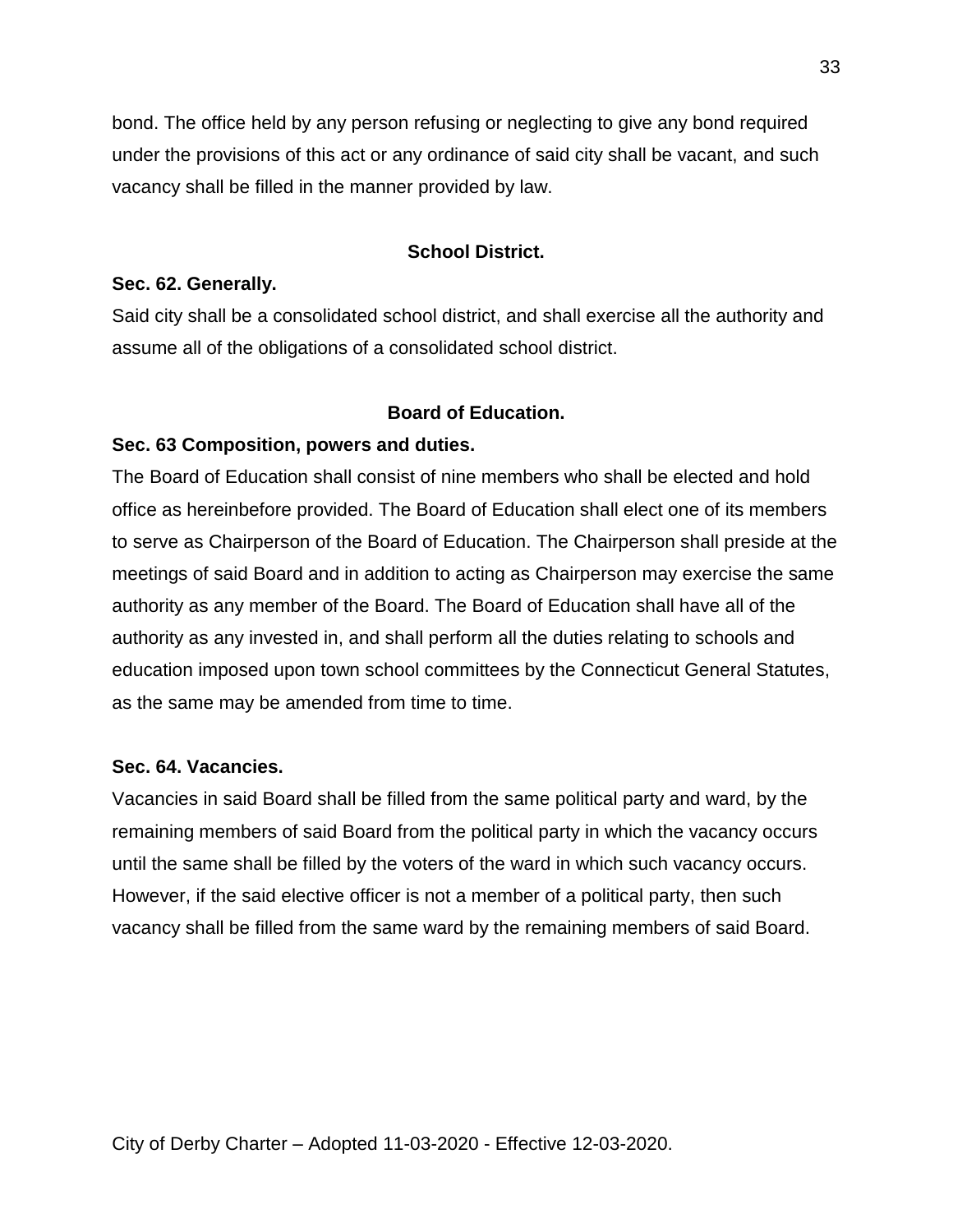bond. The office held by any person refusing or neglecting to give any bond required under the provisions of this act or any ordinance of said city shall be vacant, and such vacancy shall be filled in the manner provided by law.

## School District.

### Sec. 62. Generally.

Said city shall be a consolidated school district, and shall exercise all the authority and assume all of the obligations of a consolidated school district.

## Board of Education.

### Sec. 63 Composition, powers and duties.

The Board of Education shall consist of nine members who shall be elected and hold office as hereinbefore provided. The Board of Education shall elect one of its members to serve as Chairperson of the Board of Education. The Chairperson shall preside at the meetings of said Board and in addition to acting as Chairperson may exercise the same authority as any member of the Board. The Board of Education shall have all of the authority as any invested in, and shall perform all the duties relating to schools and education imposed upon town school committees by the Connecticut General Statutes, as the same may be amended from time to time.

### Sec. 64. Vacancies.

Vacancies in said Board shall be filled from the same political party and ward, by the remaining members of said Board from the political party in which the vacancy occurs until the same shall be filled by the voters of the ward in which such vacancy occurs. However, if the said elective officer is not a member of a political party, then such vacancy shall be filled from the same ward by the remaining members of said Board.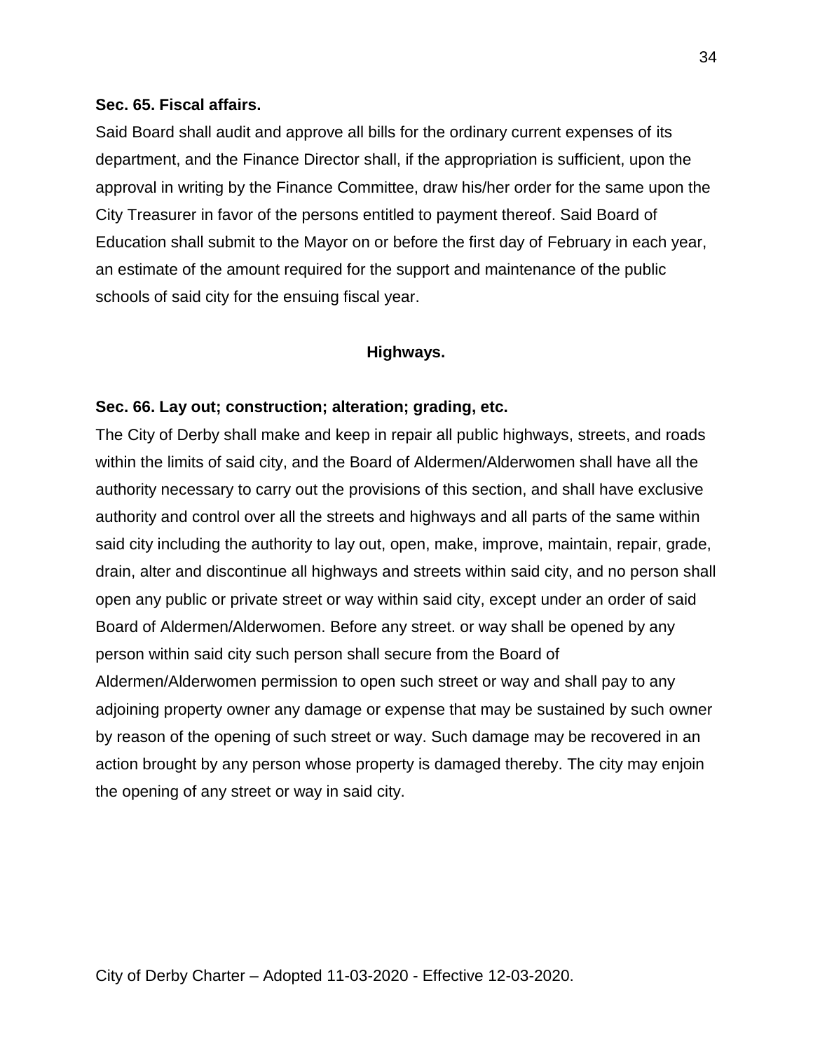**Sec. 65. Fiscal affairs.**

Said Board shall audit and approve all bills for the ordinary current expenses of its department, and the Finance Director shall, if the appropriation is sufficient, upon the approval in writing by the Finance Committee, draw his/her order for the same upon the City Treasurer in favor of the persons entitled to payment thereof. Said Board of Education shall submit to the Mayor on or before the first day of February in each year, an estimate of the amount required for the support and maintenance of the public schools of said city for the ensuing fiscal year.

## Highways.

**Sec. 66. Lay out; construction; alteration; grading, etc.**

The City of Derby shall make and keep in repair all public highways, streets, and roads within the limits of said city, and the Board of Aldermen/Alderwomen shall have all the authority necessary to carry out the provisions of this section, and shall have exclusive authority and control over all the streets and highways and all parts of the same within said city including the authority to lay out, open, make, improve, maintain, repair, grade, drain, alter and discontinue all highways and streets within said city, and no person shall open any public or private street or way within said city, except under an order of said Board of Aldermen/Alderwomen. Before any street. or way shall be opened by any person within said city such person shall secure from the Board of Aldermen/Alderwomen permission to open such street or way and shall pay to any adjoining property owner any damage or expense that may be sustained by such owner by reason of the opening of such street or way. Such damage may be recovered in an action brought by any person whose property is damaged thereby. The city may enjoin the opening of any street or way in said city.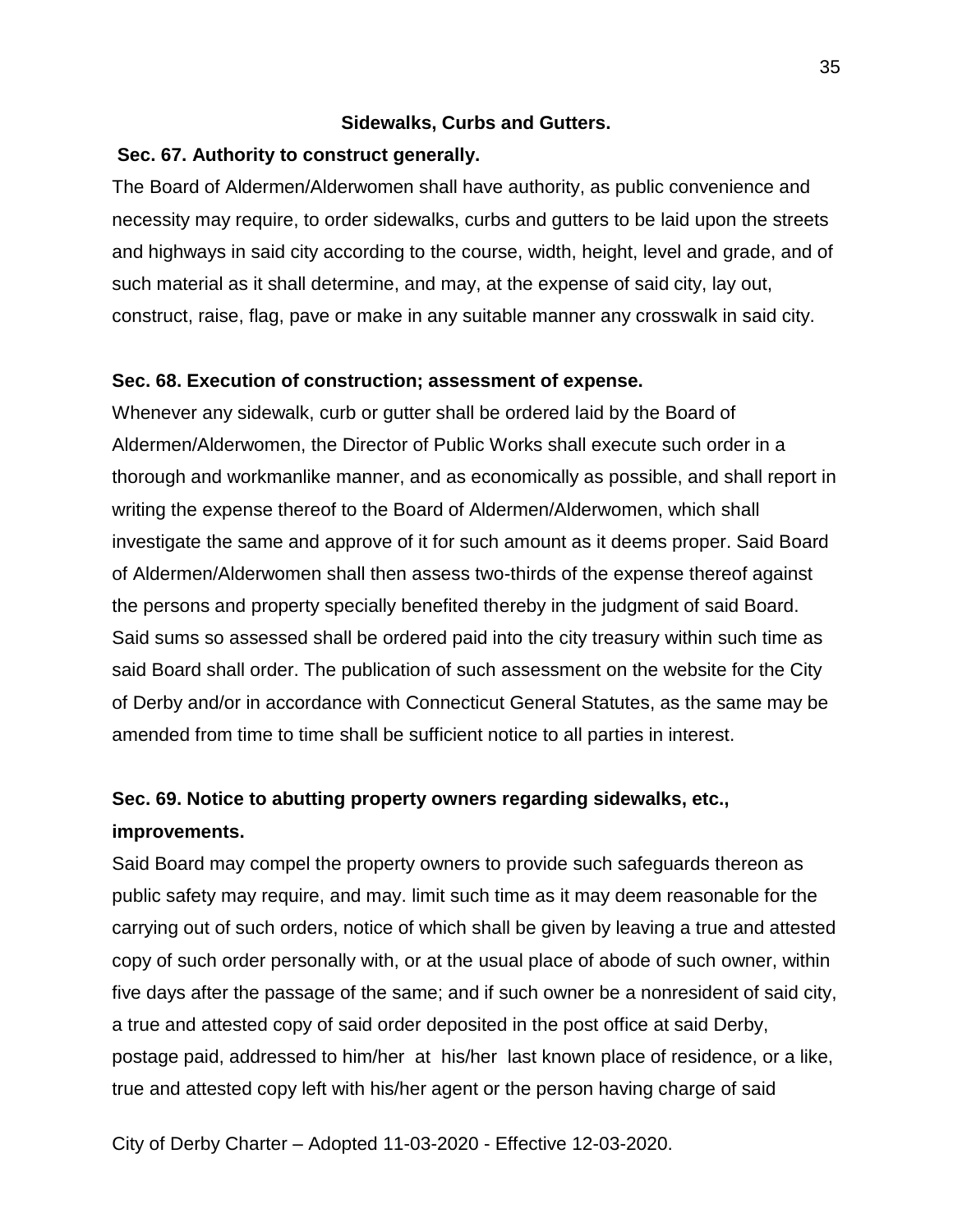### Sidewalks, Curbs and Gutters.

**Sec. 67. Authority to construct generally.**

The Board of Aldermen/Alderwomen shall have authority, as public convenience and necessity may require, to order sidewalks, curbs and gutters to be laid upon the streets and highways in said city according to the course, width, height, level and grade, and of such material as it shall determine, and may, at the expense of said city, lay out, construct, raise, flag, pave or make in any suitable manner any crosswalk in said city.

**Sec. 68. Execution of construction; assessment of expense.**

Whenever any sidewalk, curb or gutter shall be ordered laid by the Board of Aldermen/Alderwomen, the Director of Public Works shall execute such order in a thorough and workmanlike manner, and as economically as possible, and shall report in writing the expense thereof to the Board of Aldermen/Alderwomen, which shall investigate the same and approve of it for such amount as it deems proper. Said Board of Aldermen/Alderwomen shall then assess two-thirds of the expense thereof against the persons and property specially benefited thereby in the judgment of said Board. Said sums so assessed shall be ordered paid into the city treasury within such time as said Board shall order. The publication of such assessment on the website for the City of Derby and/or in accordance with Connecticut General Statutes, as the same may be amended from time to time shall be sufficient notice to all parties in interest.

**Sec. 69. Notice to abutting property owners regarding sidewalks, etc., improvements.**

Said Board may compel the property owners to provide such safeguards thereon as public safety may require, and may. limit such time as it may deem reasonable for the carrying out of such orders, notice of which shall be given by leaving a true and attested copy of such order personally with, or at the usual place of abode of such owner, within five days after the passage of the same; and if such owner be a nonresident of said city, a true and attested copy of said order deposited in the post office at said Derby, postage paid, addressed to him/her at his/her last known place of residence, or a like, true and attested copy left with his/her agent or the person having charge of said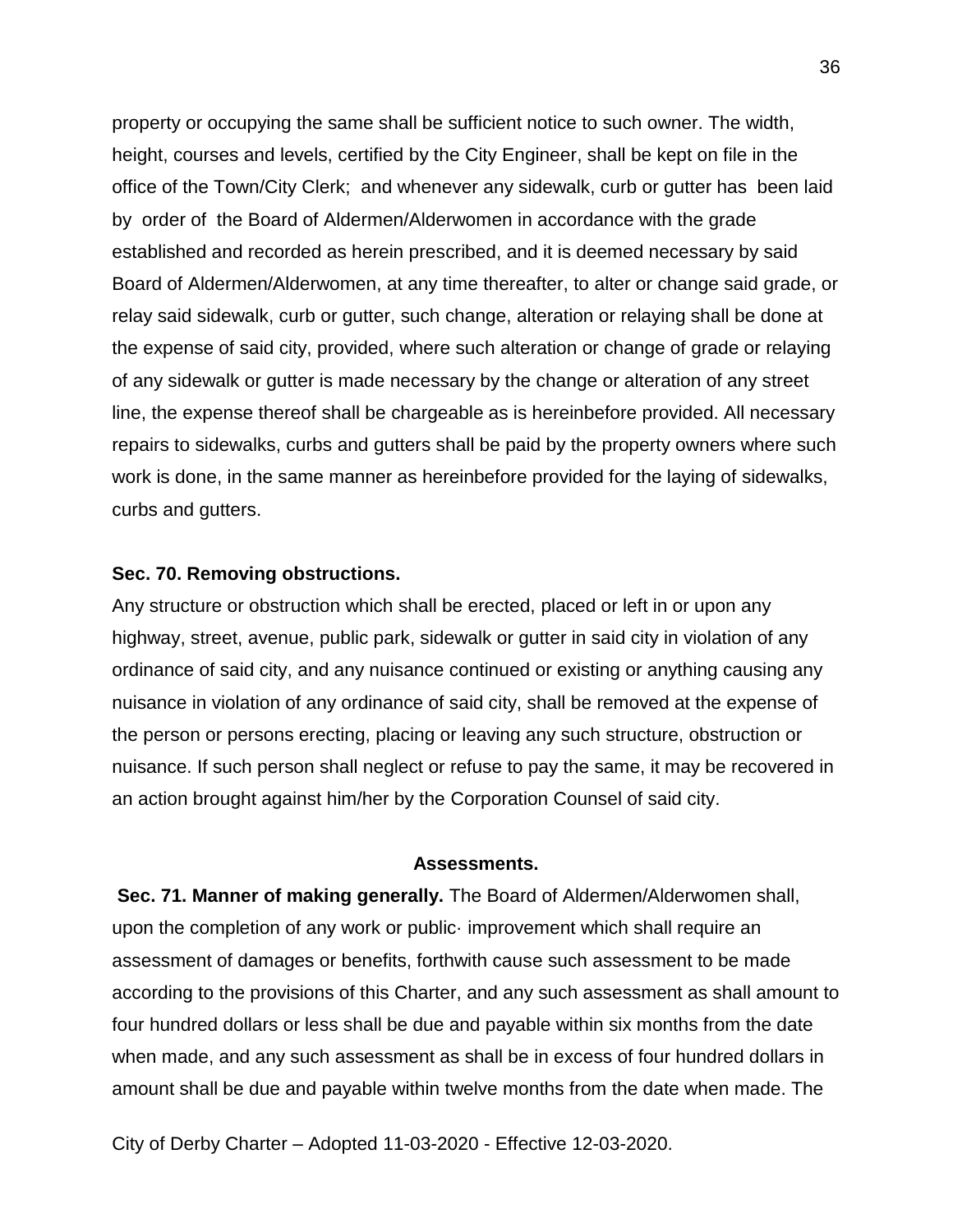property or occupying the same shall be sufficient notice to such owner. The width, height, courses and levels, certified by the City Engineer, shall be kept on file in the office of the Town/City Clerk; and whenever any sidewalk, curb or gutter has been laid by order of the Board of Aldermen/Alderwomen in accordance with the grade established and recorded as herein prescribed, and it is deemed necessary by said Board of Aldermen/Alderwomen, at any time thereafter, to alter or change said grade, or relay said sidewalk, curb or gutter, such change, alteration or relaying shall be done at the expense of said city, provided, where such alteration or change of grade or relaying of any sidewalk or gutter is made necessary by the change or alteration of any street line, the expense thereof shall be chargeable as is hereinbefore provided. All necessary repairs to sidewalks, curbs and gutters shall be paid by the property owners where such work is done, in the same manner as hereinbefore provided for the laying of sidewalks, curbs and gutters.

**Sec. 70. Removing obstructions.**

Any structure or obstruction which shall be erected, placed or left in or upon any highway, street, avenue, public park, sidewalk or gutter in said city in violation of any ordinance of said city, and any nuisance continued or existing or anything causing any nuisance in violation of any ordinance of said city, shall be removed at the expense of the person or persons erecting, placing or leaving any such structure, obstruction or nuisance. If such person shall neglect or refuse to pay the same, it may be recovered in an action brought against him/her by the Corporation Counsel of said city.

## Assessments.

**Sec. 71. Manner of making generally.** The Board of Aldermen/Alderwomen shall, upon the completion of any work or public· improvement which shall require an assessment of damages or benefits, forthwith cause such assessment to be made according to the provisions of this Charter, and any such assessment as shall amount to four hundred dollars or less shall be due and payable within six months from the date when made, and any such assessment as shall be in excess of four hundred dollars in amount shall be due and payable within twelve months from the date when made. The

City of Derby Charter – Adopted 11-03-2020 - Effective 12-03-2020.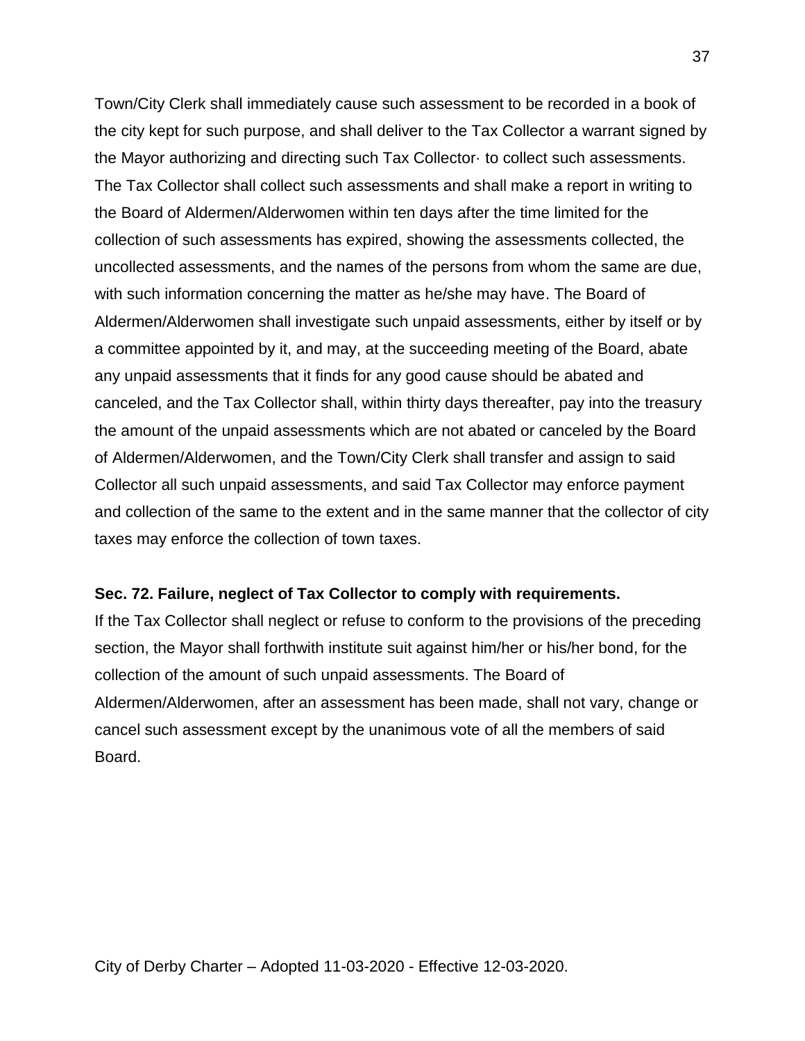Town/City Clerk shall immediately cause such assessment to be recorded in a book of the city kept for such purpose, and shall deliver to the Tax Collector a warrant signed by the Mayor authorizing and directing such Tax Collector· to collect such assessments. The Tax Collector shall collect such assessments and shall make a report in writing to the Board of Aldermen/Alderwomen within ten days after the time limited for the collection of such assessments has expired, showing the assessments collected, the uncollected assessments, and the names of the persons from whom the same are due, with such information concerning the matter as he/she may have. The Board of Aldermen/Alderwomen shall investigate such unpaid assessments, either by itself or by a committee appointed by it, and may, at the succeeding meeting of the Board, abate any unpaid assessments that it finds for any good cause should be abated and canceled, and the Tax Collector shall, within thirty days thereafter, pay into the treasury the amount of the unpaid assessments which are not abated or canceled by the Board of Aldermen/Alderwomen, and the Town/City Clerk shall transfer and assign to said Collector all such unpaid assessments, and said Tax Collector may enforce payment and collection of the same to the extent and in the same manner that the collector of city taxes may enforce the collection of town taxes.

**Sec. 72. Failure, neglect of Tax Collector to comply with requirements.**

If the Tax Collector shall neglect or refuse to conform to the provisions of the preceding section, the Mayor shall forthwith institute suit against him/her or his/her bond, for the collection of the amount of such unpaid assessments. The Board of Aldermen/Alderwomen, after an assessment has been made, shall not vary, change or cancel such assessment except by the unanimous vote of all the members of said Board.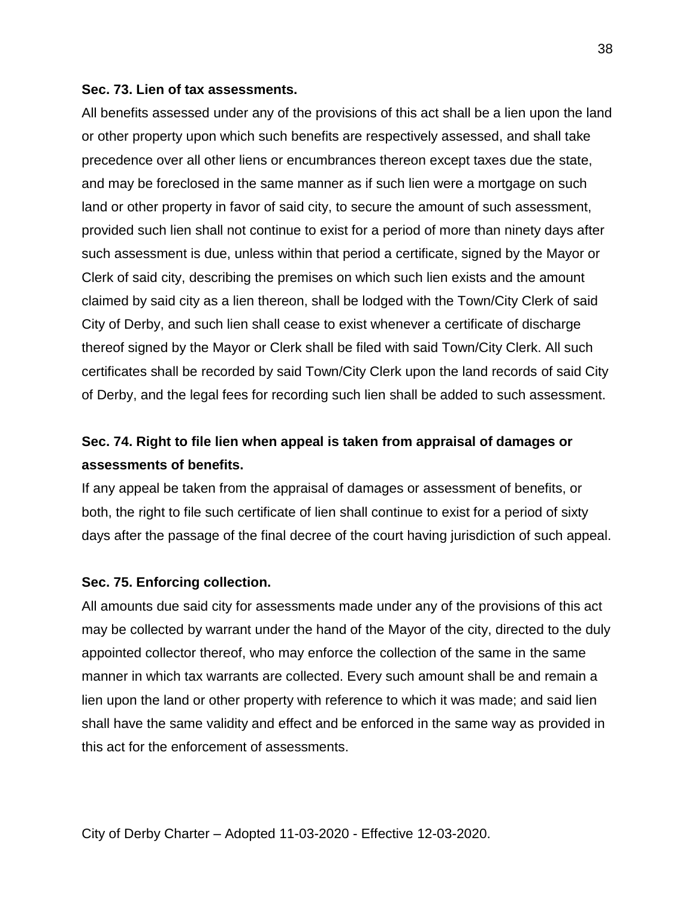**Sec. 73. Lien of tax assessments.**

All benefits assessed under any of the provisions of this act shall be a lien upon the land or other property upon which such benefits are respectively assessed, and shall take precedence over all other liens or encumbrances thereon except taxes due the state, and may be foreclosed in the same manner as if such lien were a mortgage on such land or other property in favor of said city, to secure the amount of such assessment, provided such lien shall not continue to exist for a period of more than ninety days after such assessment is due, unless within that period a certificate, signed by the Mayor or Clerk of said city, describing the premises on which such lien exists and the amount claimed by said city as a lien thereon, shall be lodged with the Town/City Clerk of said City of Derby, and such lien shall cease to exist whenever a certificate of discharge thereof signed by the Mayor or Clerk shall be filed with said Town/City Clerk. All such certificates shall be recorded by said Town/City Clerk upon the land records of said City of Derby, and the legal fees for recording such lien shall be added to such assessment.

**Sec. 74. Right to file lien when appeal is taken from appraisal of damages or assessments of benefits.**

If any appeal be taken from the appraisal of damages or assessment of benefits, or both, the right to file such certificate of lien shall continue to exist for a period of sixty days after the passage of the final decree of the court having jurisdiction of such appeal.

**Sec. 75. Enforcing collection.**

All amounts due said city for assessments made under any of the provisions of this act may be collected by warrant under the hand of the Mayor of the city, directed to the duly appointed collector thereof, who may enforce the collection of the same in the same manner in which tax warrants are collected. Every such amount shall be and remain a lien upon the land or other property with reference to which it was made; and said lien shall have the same validity and effect and be enforced in the same way as provided in this act for the enforcement of assessments.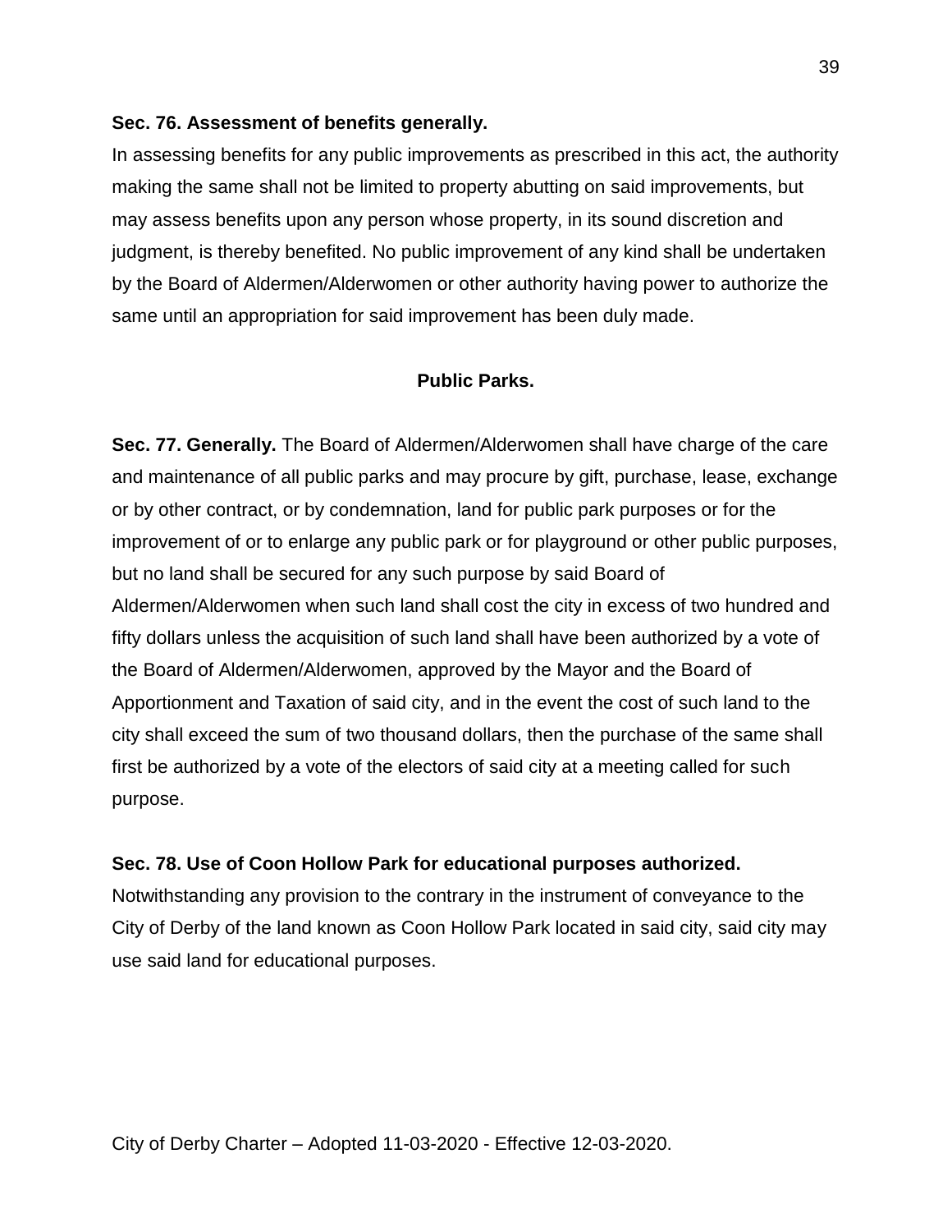**Sec. 76. Assessment of benefits generally.**

In assessing benefits for any public improvements as prescribed in this act, the authority making the same shall not be limited to property abutting on said improvements, but may assess benefits upon any person whose property, in its sound discretion and judgment, is thereby benefited. No public improvement of any kind shall be undertaken by the Board of Aldermen/Alderwomen or other authority having power to authorize the same until an appropriation for said improvement has been duly made.

## Public Parks.

**Sec. 77. Generally.** The Board of Aldermen/Alderwomen shall have charge of the care and maintenance of all public parks and may procure by gift, purchase, lease, exchange or by other contract, or by condemnation, land for public park purposes or for the improvement of or to enlarge any public park or for playground or other public purposes, but no land shall be secured for any such purpose by said Board of Aldermen/Alderwomen when such land shall cost the city in excess of two hundred and fifty dollars unless the acquisition of such land shall have been authorized by a vote of the Board of Aldermen/Alderwomen, approved by the Mayor and the Board of Apportionment and Taxation of said city, and in the event the cost of such land to the city shall exceed the sum of two thousand dollars, then the purchase of the same shall first be authorized by a vote of the electors of said city at a meeting called for such purpose.

**Sec. 78. Use of Coon Hollow Park for educational purposes authorized.**

Notwithstanding any provision to the contrary in the instrument of conveyance to the City of Derby of the land known as Coon Hollow Park located in said city, said city may use said land for educational purposes.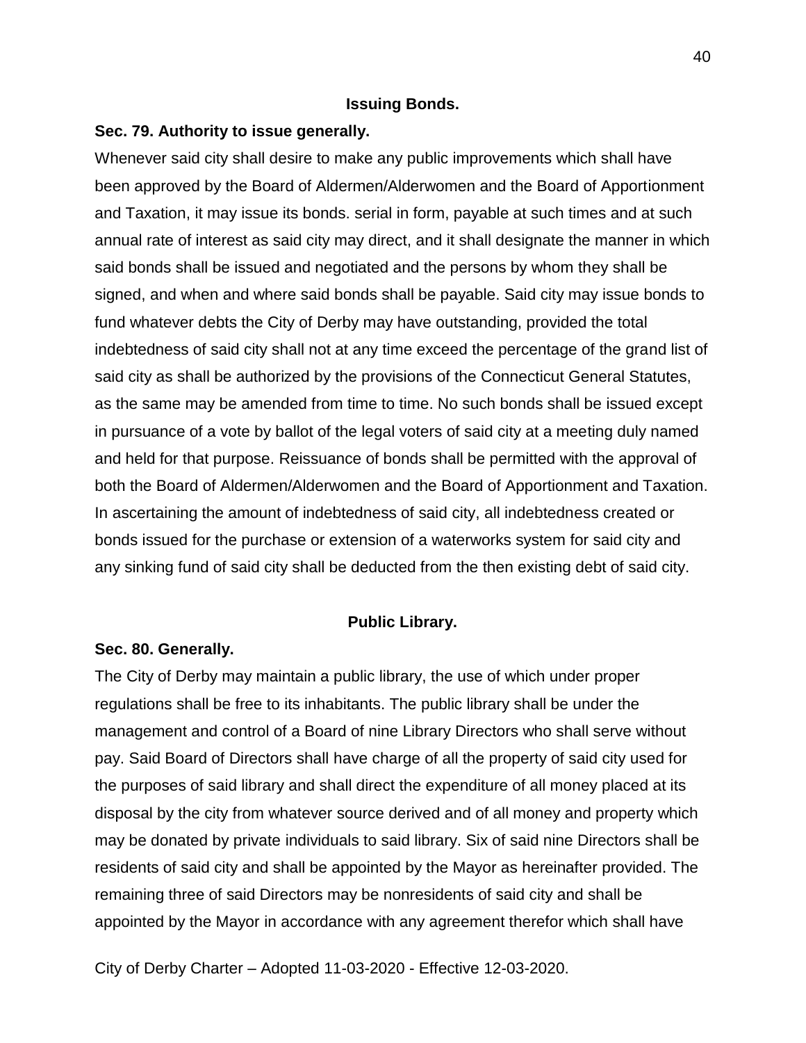### Issuing Bonds.

**Sec. 79. Authority to issue generally.**

Whenever said city shall desire to make any public improvements which shall have been approved by the Board of Aldermen/Alderwomen and the Board of Apportionment and Taxation, it may issue its bonds. serial in form, payable at such times and at such annual rate of interest as said city may direct, and it shall designate the manner in which said bonds shall be issued and negotiated and the persons by whom they shall be signed, and when and where said bonds shall be payable. Said city may issue bonds to fund whatever debts the City of Derby may have outstanding, provided the total indebtedness of said city shall not at any time exceed the percentage of the grand list of said city as shall be authorized by the provisions of the Connecticut General Statutes, as the same may be amended from time to time. No such bonds shall be issued except in pursuance of a vote by ballot of the legal voters of said city at a meeting duly named and held for that purpose. Reissuance of bonds shall be permitted with the approval of both the Board of Aldermen/Alderwomen and the Board of Apportionment and Taxation. In ascertaining the amount of indebtedness of said city, all indebtedness created or bonds issued for the purchase or extension of a waterworks system for said city and any sinking fund of said city shall be deducted from the then existing debt of said city.

### Public Library.

**Sec. 80. Generally.**

The City of Derby may maintain a public library, the use of which under proper regulations shall be free to its inhabitants. The public library shall be under the management and control of a Board of nine Library Directors who shall serve without pay. Said Board of Directors shall have charge of all the property of said city used for the purposes of said library and shall direct the expenditure of all money placed at its disposal by the city from whatever source derived and of all money and property which may be donated by private individuals to said library. Six of said nine Directors shall be residents of said city and shall be appointed by the Mayor as hereinafter provided. The remaining three of said Directors may be nonresidents of said city and shall be appointed by the Mayor in accordance with any agreement therefor which shall have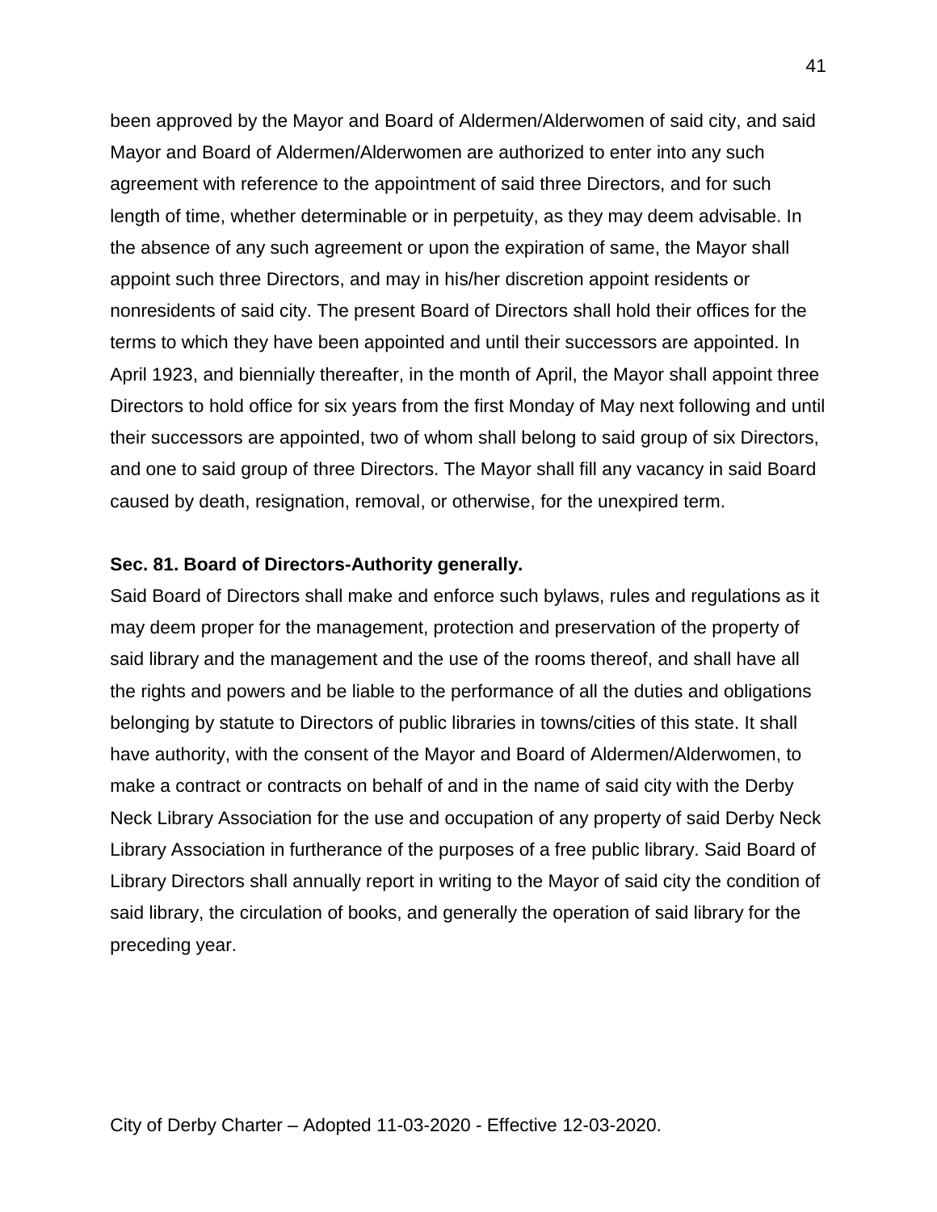been approved by the Mayor and Board of Aldermen/Alderwomen of said city, and said Mayor and Board of Aldermen/Alderwomen are authorized to enter into any such agreement with reference to the appointment of said three Directors, and for such length of time, whether determinable or in perpetuity, as they may deem advisable. In the absence of any such agreement or upon the expiration of same, the Mayor shall appoint such three Directors, and may in his/her discretion appoint residents or nonresidents of said city. The present Board of Directors shall hold their offices for the terms to which they have been appointed and until their successors are appointed. In April 1923, and biennially thereafter, in the month of April, the Mayor shall appoint three Directors to hold office for six years from the first Monday of May next following and until their successors are appointed, two of whom shall belong to said group of six Directors, and one to said group of three Directors. The Mayor shall fill any vacancy in said Board caused by death, resignation, removal, or otherwise, for the unexpired term.

**Sec. 81. Board of Directors-Authority generally.**

Said Board of Directors shall make and enforce such bylaws, rules and regulations as it may deem proper for the management, protection and preservation of the property of said library and the management and the use of the rooms thereof, and shall have all the rights and powers and be liable to the performance of all the duties and obligations belonging by statute to Directors of public libraries in towns/cities of this state. It shall have authority, with the consent of the Mayor and Board of Aldermen/Alderwomen, to make a contract or contracts on behalf of and in the name of said city with the Derby Neck Library Association for the use and occupation of any property of said Derby Neck Library Association in furtherance of the purposes of a free public library. Said Board of Library Directors shall annually report in writing to the Mayor of said city the condition of said library, the circulation of books, and generally the operation of said library for the preceding year.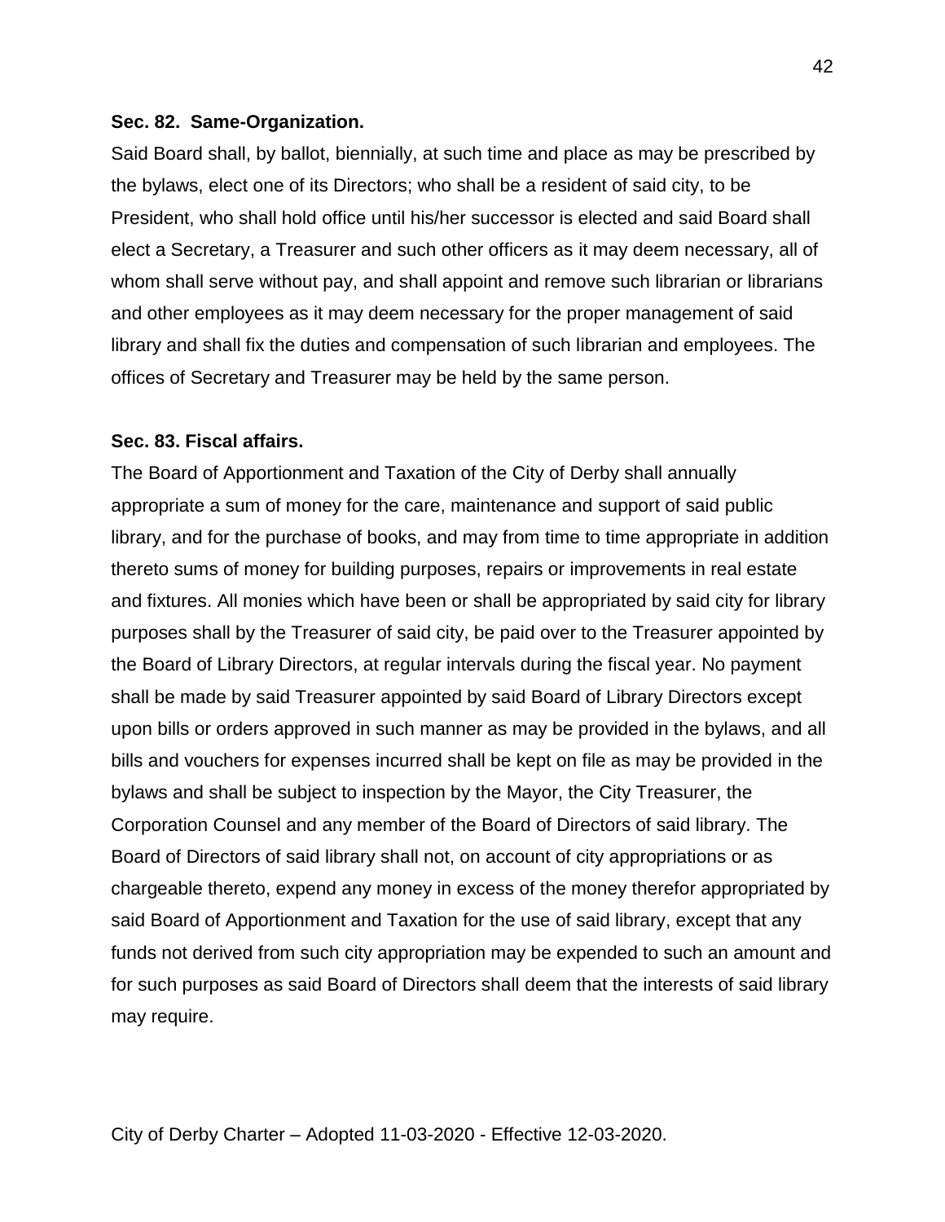**Sec. 82. Same-Organization.**

Said Board shall, by ballot, biennially, at such time and place as may be prescribed by the bylaws, elect one of its Directors; who shall be a resident of said city, to be President, who shall hold office until his/her successor is elected and said Board shall elect a Secretary, a Treasurer and such other officers as it may deem necessary, all of whom shall serve without pay, and shall appoint and remove such librarian or librarians and other employees as it may deem necessary for the proper management of said library and shall fix the duties and compensation of such librarian and employees. The offices of Secretary and Treasurer may be held by the same person.

**Sec. 83. Fiscal affairs.**

The Board of Apportionment and Taxation of the City of Derby shall annually appropriate a sum of money for the care, maintenance and support of said public library, and for the purchase of books, and may from time to time appropriate in addition thereto sums of money for building purposes, repairs or improvements in real estate and fixtures. All monies which have been or shall be appropriated by said city for library purposes shall by the Treasurer of said city, be paid over to the Treasurer appointed by the Board of Library Directors, at regular intervals during the fiscal year. No payment shall be made by said Treasurer appointed by said Board of Library Directors except upon bills or orders approved in such manner as may be provided in the bylaws, and all bills and vouchers for expenses incurred shall be kept on file as may be provided in the bylaws and shall be subject to inspection by the Mayor, the City Treasurer, the Corporation Counsel and any member of the Board of Directors of said library. The Board of Directors of said library shall not, on account of city appropriations or as chargeable thereto, expend any money in excess of the money therefor appropriated by said Board of Apportionment and Taxation for the use of said library, except that any funds not derived from such city appropriation may be expended to such an amount and for such purposes as said Board of Directors shall deem that the interests of said library may require.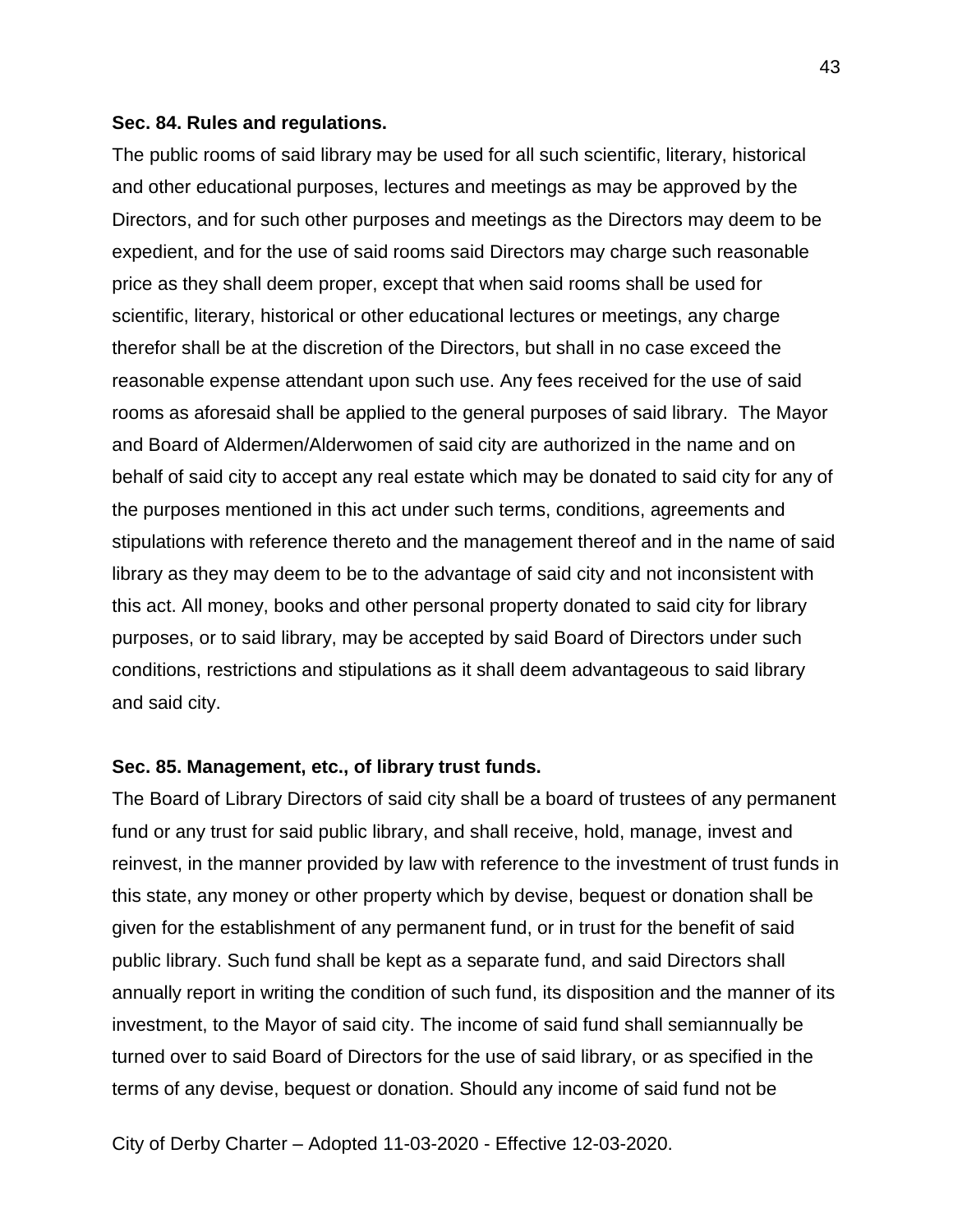**Sec. 84. Rules and regulations.**

The public rooms of said library may be used for all such scientific, literary, historical and other educational purposes, lectures and meetings as may be approved by the Directors, and for such other purposes and meetings as the Directors may deem to be expedient, and for the use of said rooms said Directors may charge such reasonable price as they shall deem proper, except that when said rooms shall be used for scientific, literary, historical or other educational lectures or meetings, any charge therefor shall be at the discretion of the Directors, but shall in no case exceed the reasonable expense attendant upon such use. Any fees received for the use of said rooms as aforesaid shall be applied to the general purposes of said library. The Mayor and Board of Aldermen/Alderwomen of said city are authorized in the name and on behalf of said city to accept any real estate which may be donated to said city for any of the purposes mentioned in this act under such terms, conditions, agreements and stipulations with reference thereto and the management thereof and in the name of said library as they may deem to be to the advantage of said city and not inconsistent with this act. All money, books and other personal property donated to said city for library purposes, or to said library, may be accepted by said Board of Directors under such conditions, restrictions and stipulations as it shall deem advantageous to said library and said city.

**Sec. 85. Management, etc., of library trust funds.**

The Board of Library Directors of said city shall be a board of trustees of any permanent fund or any trust for said public library, and shall receive, hold, manage, invest and reinvest, in the manner provided by law with reference to the investment of trust funds in this state, any money or other property which by devise, bequest or donation shall be given for the establishment of any permanent fund, or in trust for the benefit of said public library. Such fund shall be kept as a separate fund, and said Directors shall annually report in writing the condition of such fund, its disposition and the manner of its investment, to the Mayor of said city. The income of said fund shall semiannually be turned over to said Board of Directors for the use of said library, or as specified in the terms of any devise, bequest or donation. Should any income of said fund not be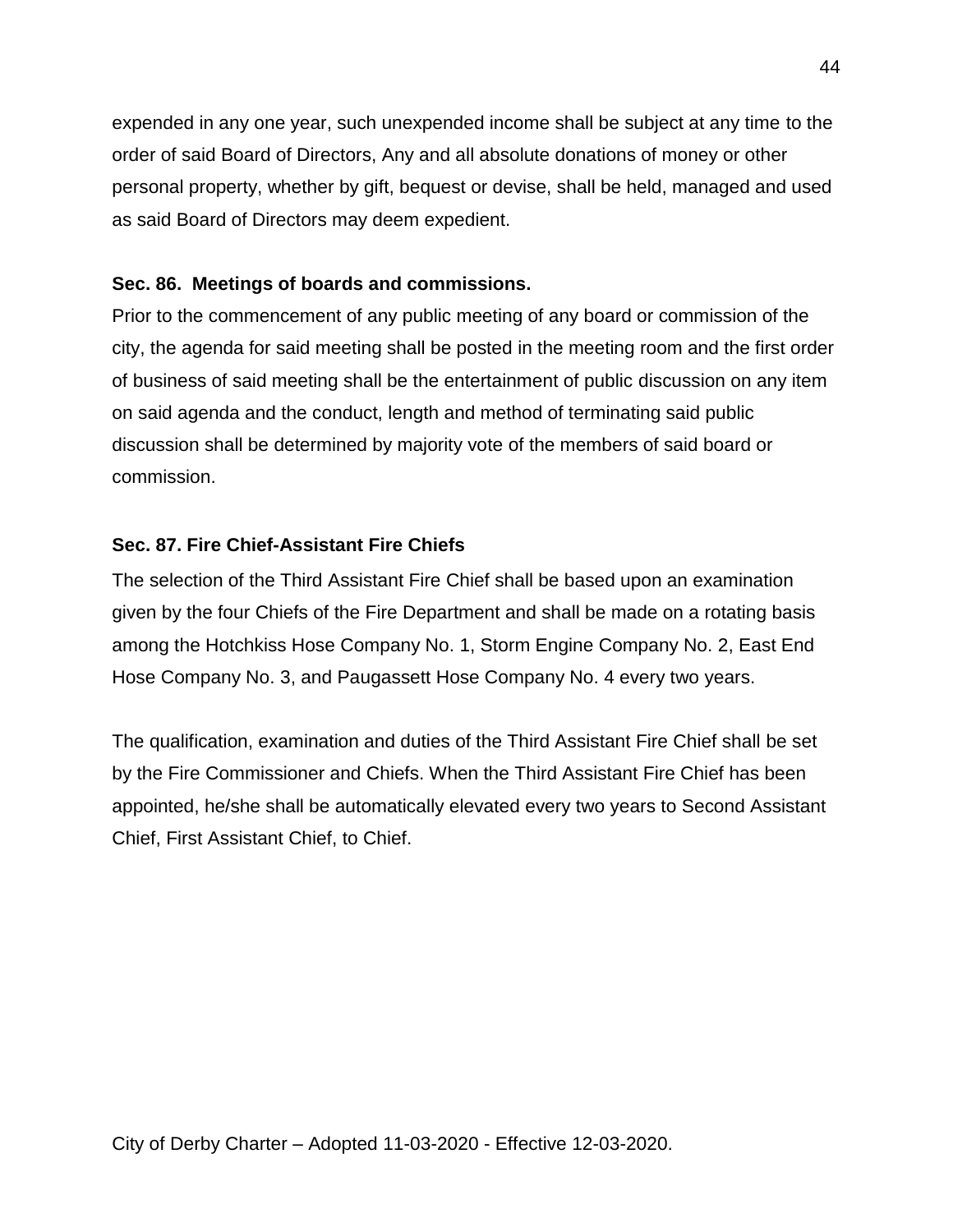expended in any one year, such unexpended income shall be subject at any time to the order of said Board of Directors, Any and all absolute donations of money or other personal property, whether by gift, bequest or devise, shall be held, managed and used as said Board of Directors may deem expedient.

**Sec. 86. Meetings of boards and commissions.**

Prior to the commencement of any public meeting of any board or commission of the city, the agenda for said meeting shall be posted in the meeting room and the first order of business of said meeting shall be the entertainment of public discussion on any item on said agenda and the conduct, length and method of terminating said public discussion shall be determined by majority vote of the members of said board or commission.

**Sec. 87. Fire Chief-Assistant Fire Chiefs**

The selection of the Third Assistant Fire Chief shall be based upon an examination given by the four Chiefs of the Fire Department and shall be made on a rotating basis among the Hotchkiss Hose Company No. 1, Storm Engine Company No. 2, East End Hose Company No. 3, and Paugassett Hose Company No. 4 every two years.

The qualification, examination and duties of the Third Assistant Fire Chief shall be set by the Fire Commissioner and Chiefs. When the Third Assistant Fire Chief has been appointed, he/she shall be automatically elevated every two years to Second Assistant Chief, First Assistant Chief, to Chief.